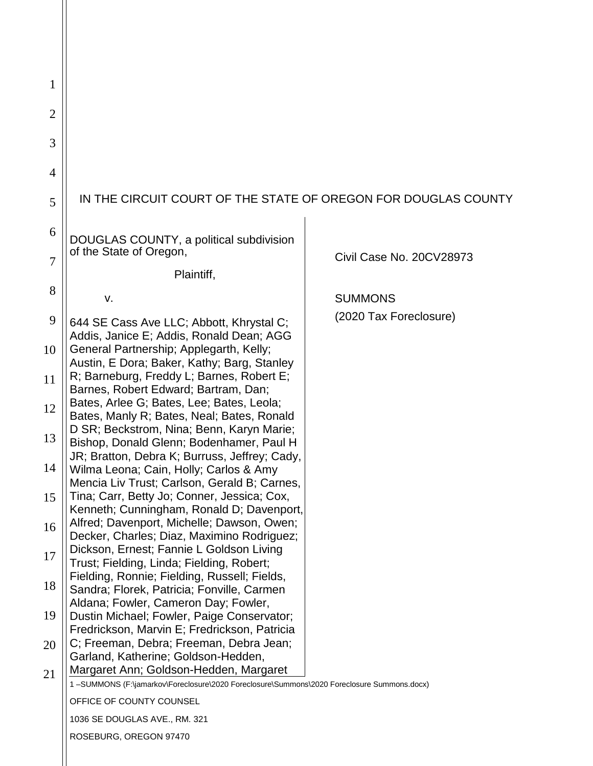IN THE CIRCUIT COURT OF THE STATE OF OREGON FOR DOUGLAS COUNTY

DOUGLAS COUNTY, a political subdivision of the State of Oregon,

Plaintiff,

v.

644 SE Cass Ave LLC; Abbott, Khrystal C; Addis, Janice E; Addis, Ronald Dean; AGG General Partnership; Applegarth, Kelly; Austin, E Dora; Baker, Kathy; Barg, Stanley R; Barneburg, Freddy L; Barnes, Robert E; Barnes, Robert Edward; Bartram, Dan; Bates, Arlee G; Bates, Lee; Bates, Leola; Bates, Manly R; Bates, Neal; Bates, Ronald D SR; Beckstrom, Nina; Benn, Karyn Marie; Bishop, Donald Glenn; Bodenhamer, Paul H JR; Bratton, Debra K; Burruss, Jeffrey; Cady, Wilma Leona; Cain, Holly; Carlos & Amy Mencia Liv Trust; Carlson, Gerald B; Carnes, Tina; Carr, Betty Jo; Conner, Jessica; Cox, Kenneth; Cunningham, Ronald D; Davenport, Alfred; Davenport, Michelle; Dawson, Owen; Decker, Charles; Diaz, Maximino Rodriguez; Dickson, Ernest; Fannie L Goldson Living Trust; Fielding, Linda; Fielding, Robert; Fielding, Ronnie; Fielding, Russell; Fields, Sandra; Florek, Patricia; Fonville, Carmen Aldana; Fowler, Cameron Day; Fowler, Dustin Michael; Fowler, Paige Conservator; Fredrickson, Marvin E; Fredrickson, Patricia C; Freeman, Debra; Freeman, Debra Jean; Garland, Katherine; Goldson-Hedden, Margaret Ann; Goldson-Hedden, Margaret

Civil Case No. 20CV28973

SUMMONS
(2020 Tax Foreclosure)

1 –SUMMONS (F:\jamarkov\Foreclosure\2020 Foreclosure\Summons\2020 Foreclosure Summons.docx)

OFFICE OF COUNTY COUNSEL
1036 SE DOUGLAS AVE., RM. 321
ROSEBURG, OREGON 97470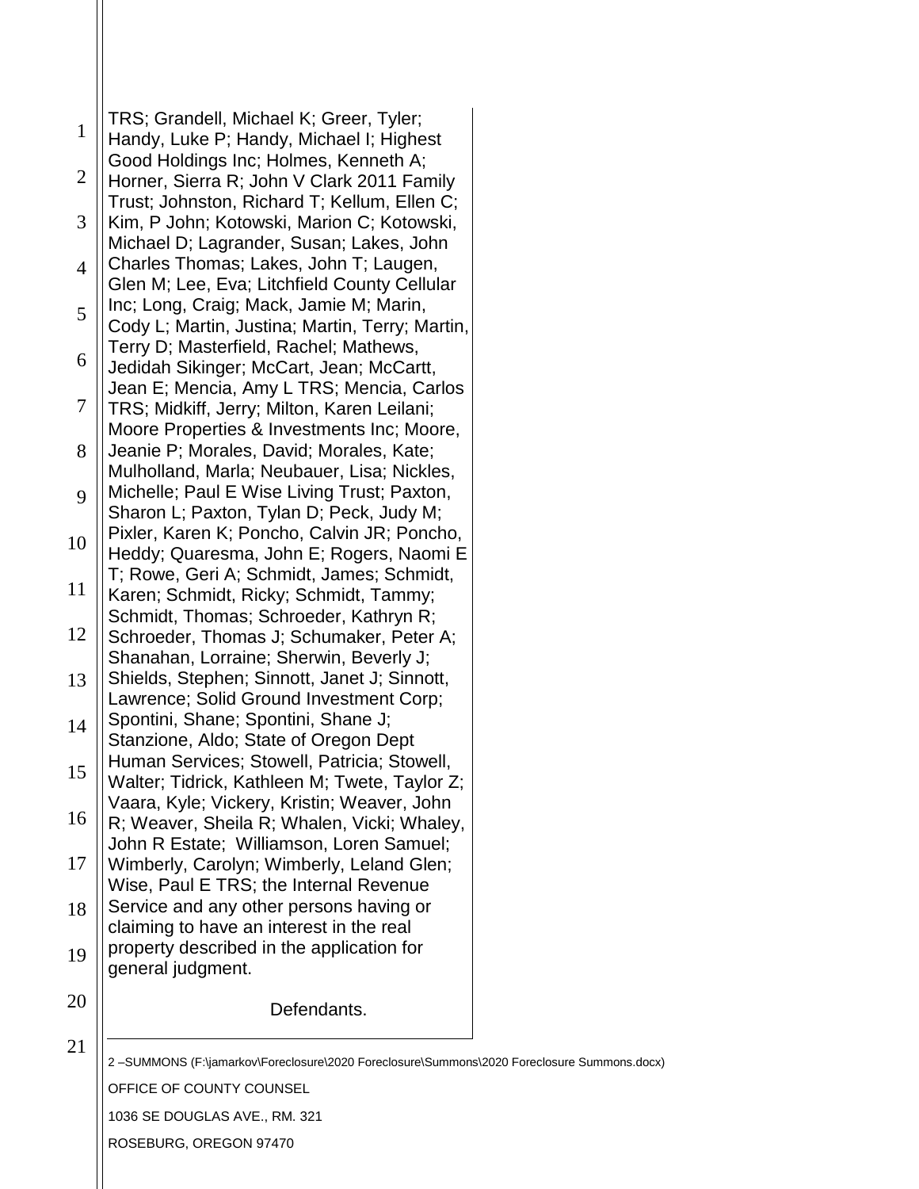TRS; Grandell, Michael K; Greer, Tyler; Handy, Luke P; Handy, Michael I; Highest Good Holdings Inc; Holmes, Kenneth A; Horner, Sierra R; John V Clark 2011 Family Trust; Johnston, Richard T; Kellum, Ellen C; Kim, P John; Kotowski, Marion C; Kotowski, Michael D; Lagrander, Susan; Lakes, John Charles Thomas; Lakes, John T; Laugen, Glen M; Lee, Eva; Litchfield County Cellular Inc; Long, Craig; Mack, Jamie M; Marin, Cody L; Martin, Justina; Martin, Terry; Martin, Terry D; Masterfield, Rachel; Mathews, Jedidah Sikinger; McCart, Jean; McCartt, Jean E; Mencia, Amy L TRS; Mencia, Carlos TRS; Midkiff, Jerry; Milton, Karen Leilani; Moore Properties & Investments Inc; Moore, Jeanie P; Morales, David; Morales, Kate; Mulholland, Marla; Neubauer, Lisa; Nickles, Michelle; Paul E Wise Living Trust; Paxton, Sharon L; Paxton, Tylan D; Peck, Judy M; Pixler, Karen K; Poncho, Calvin JR; Poncho, Heddy; Quaresma, John E; Rogers, Naomi E T; Rowe, Geri A; Schmidt, James; Schmidt, Karen; Schmidt, Ricky; Schmidt, Tammy; Schmidt, Thomas; Schroeder, Kathryn R; Schroeder, Thomas J; Schumaker, Peter A; Shanahan, Lorraine; Sherwin, Beverly J; Shields, Stephen; Sinnott, Janet J; Sinnott, Lawrence; Solid Ground Investment Corp; Spontini, Shane; Spontini, Shane J; Stanzione, Aldo; State of Oregon Dept Human Services; Stowell, Patricia; Stowell, Walter; Tidrick, Kathleen M; Twete, Taylor Z; Vaara, Kyle; Vickery, Kristin; Weaver, John R; Weaver, Sheila R; Whalen, Vicki; Whaley, John R Estate; Williamson, Loren Samuel; Wimberly, Carolyn; Wimberly, Leland Glen; Wise, Paul E TRS; the Internal Revenue Service and any other persons having or claiming to have an interest in the real property described in the application for general judgment.

Defendants.

2 –SUMMONS (F:\jamarkov\Foreclosure\2020 Foreclosure\Summons\2020 Foreclosure Summons.docx)

OFFICE OF COUNTY COUNSEL

1036 SE DOUGLAS AVE., RM. 321

ROSEBURG, OREGON 97470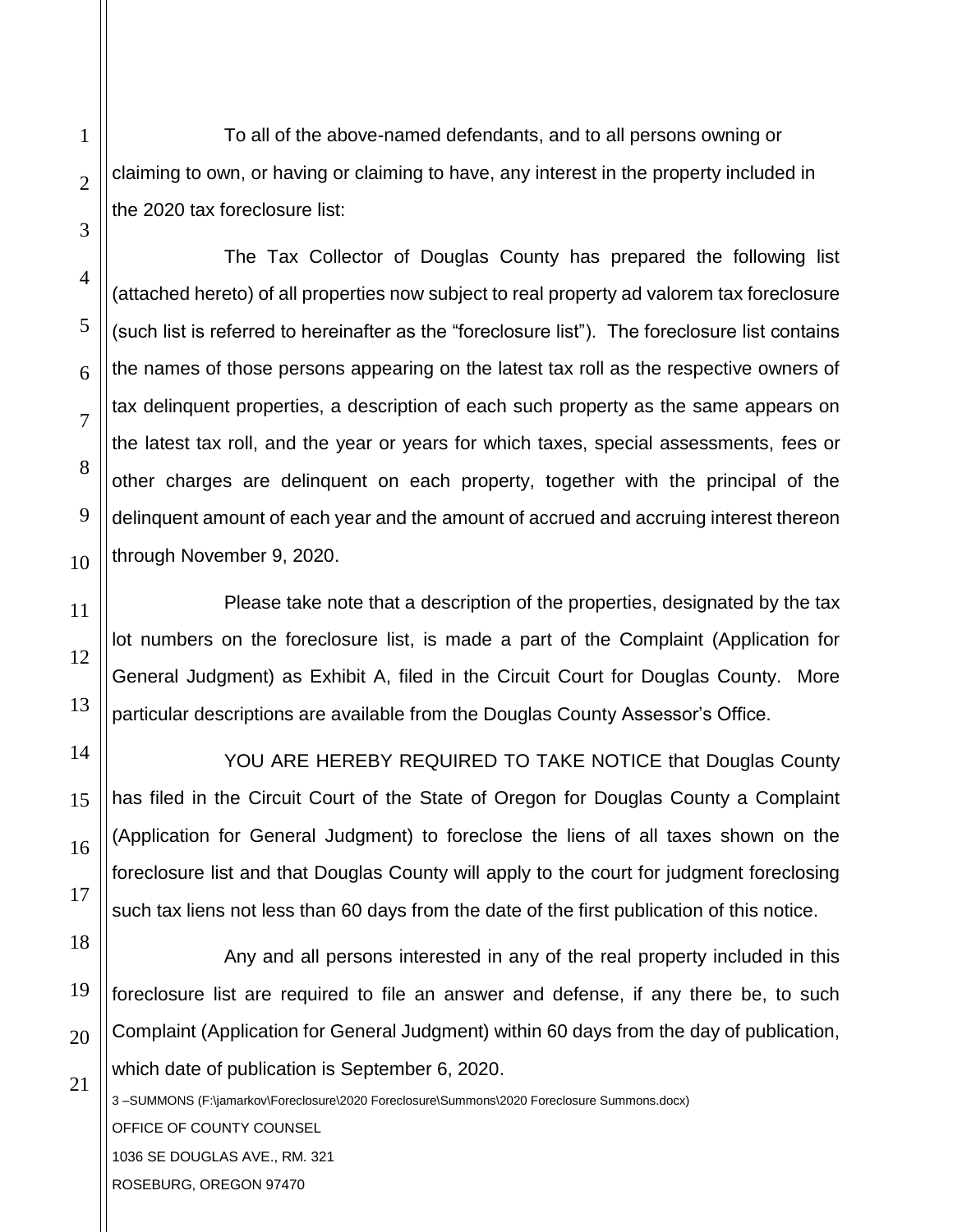To all of the above-named defendants, and to all persons owning or claiming to own, or having or claiming to have, any interest in the property included in the 2020 tax foreclosure list:

The Tax Collector of Douglas County has prepared the following list (attached hereto) of all properties now subject to real property ad valorem tax foreclosure (such list is referred to hereinafter as the "foreclosure list"). The foreclosure list contains the names of those persons appearing on the latest tax roll as the respective owners of tax delinquent properties, a description of each such property as the same appears on the latest tax roll, and the year or years for which taxes, special assessments, fees or other charges are delinquent on each property, together with the principal of the delinquent amount of each year and the amount of accrued and accruing interest thereon through November 9, 2020.

Please take note that a description of the properties, designated by the tax lot numbers on the foreclosure list, is made a part of the Complaint (Application for General Judgment) as Exhibit A, filed in the Circuit Court for Douglas County. More particular descriptions are available from the Douglas County Assessor's Office.

YOU ARE HEREBY REQUIRED TO TAKE NOTICE that Douglas County has filed in the Circuit Court of the State of Oregon for Douglas County a Complaint (Application for General Judgment) to foreclose the liens of all taxes shown on the foreclosure list and that Douglas County will apply to the court for judgment foreclosing such tax liens not less than 60 days from the date of the first publication of this notice.

Any and all persons interested in any of the real property included in this foreclosure list are required to file an answer and defense, if any there be, to such Complaint (Application for General Judgment) within 60 days from the day of publication, which date of publication is September 6, 2020.

3 –SUMMONS (F:\jamarkov\Foreclosure\2020 Foreclosure\Summons\2020 Foreclosure Summons.docx)
OFFICE OF COUNTY COUNSEL
1036 SE DOUGLAS AVE., RM. 321
ROSEBURG, OREGON 97470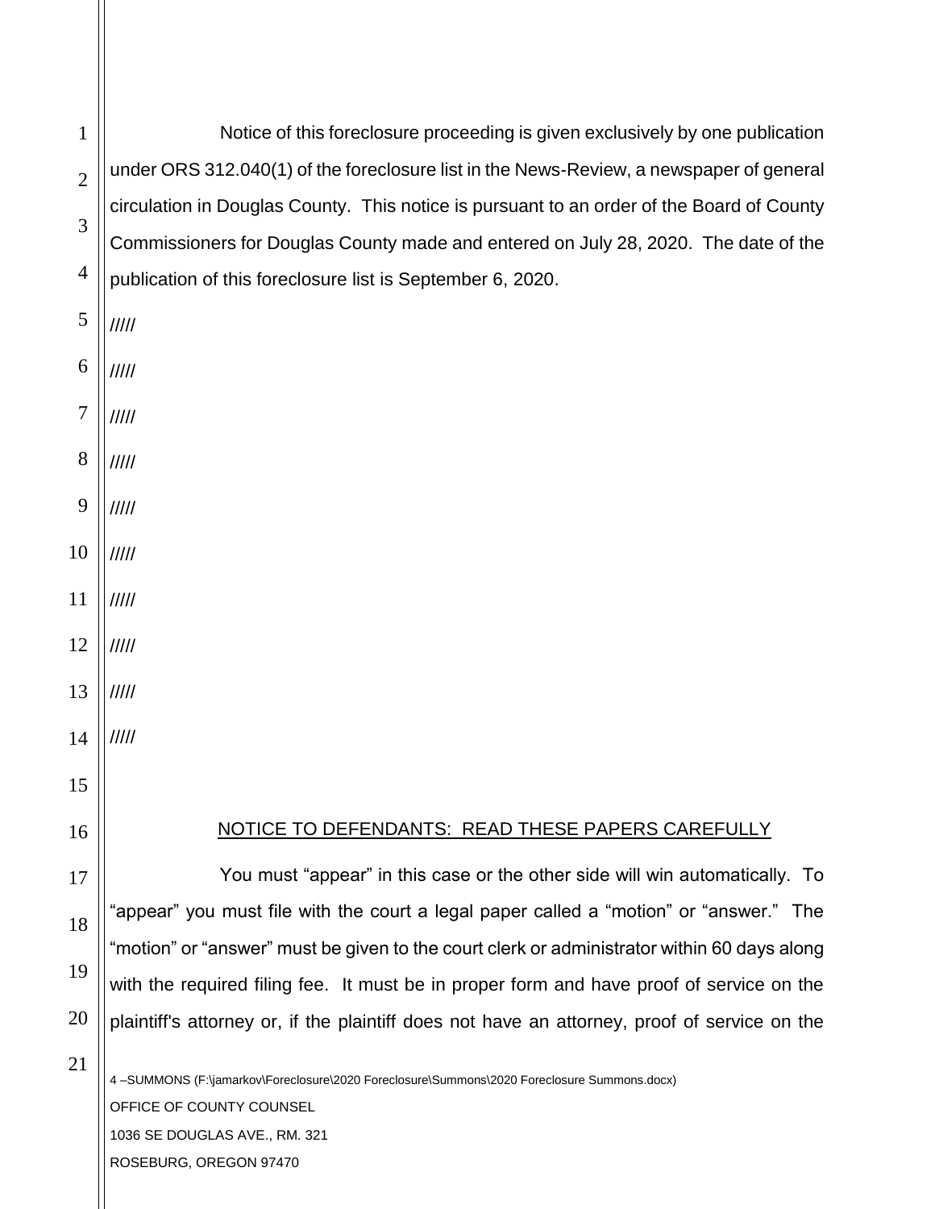Notice of this foreclosure proceeding is given exclusively by one publication under ORS 312.040(1) of the foreclosure list in the News-Review, a newspaper of general circulation in Douglas County. This notice is pursuant to an order of the Board of County Commissioners for Douglas County made and entered on July 28, 2020. The date of the publication of this foreclosure list is September 6, 2020.

/////

/////

/////

/////

/////

/////

/////

/////

/////

/////

NOTICE TO DEFENDANTS: READ THESE PAPERS CAREFULLY

You must "appear" in this case or the other side will win automatically. To "appear" you must file with the court a legal paper called a "motion" or "answer." The "motion" or "answer" must be given to the court clerk or administrator within 60 days along with the required filing fee. It must be in proper form and have proof of service on the plaintiff's attorney or, if the plaintiff does not have an attorney, proof of service on the

4 –SUMMONS (F:\jamarkov\Foreclosure\2020 Foreclosure\Summons\2020 Foreclosure Summons.docx)
OFFICE OF COUNTY COUNSEL
1036 SE DOUGLAS AVE., RM. 321
ROSEBURG, OREGON 97470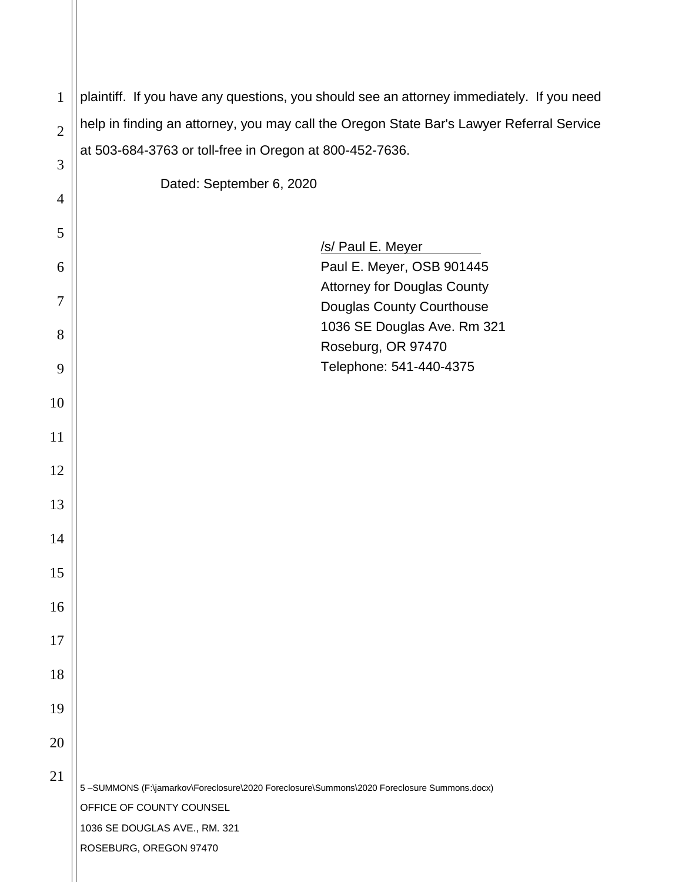plaintiff. If you have any questions, you should see an attorney immediately. If you need help in finding an attorney, you may call the Oregon State Bar's Lawyer Referral Service at 503-684-3763 or toll-free in Oregon at 800-452-7636.

Dated: September 6, 2020

/s/ Paul E. Meyer
Paul E. Meyer, OSB 901445
Attorney for Douglas County
Douglas County Courthouse
1036 SE Douglas Ave. Rm 321
Roseburg, OR 97470
Telephone: 541-440-4375

5 –SUMMONS (F:\jamarkov\Foreclosure\2020 Foreclosure\Summons\2020 Foreclosure Summons.docx)
OFFICE OF COUNTY COUNSEL
1036 SE DOUGLAS AVE., RM. 321
ROSEBURG, OREGON 97470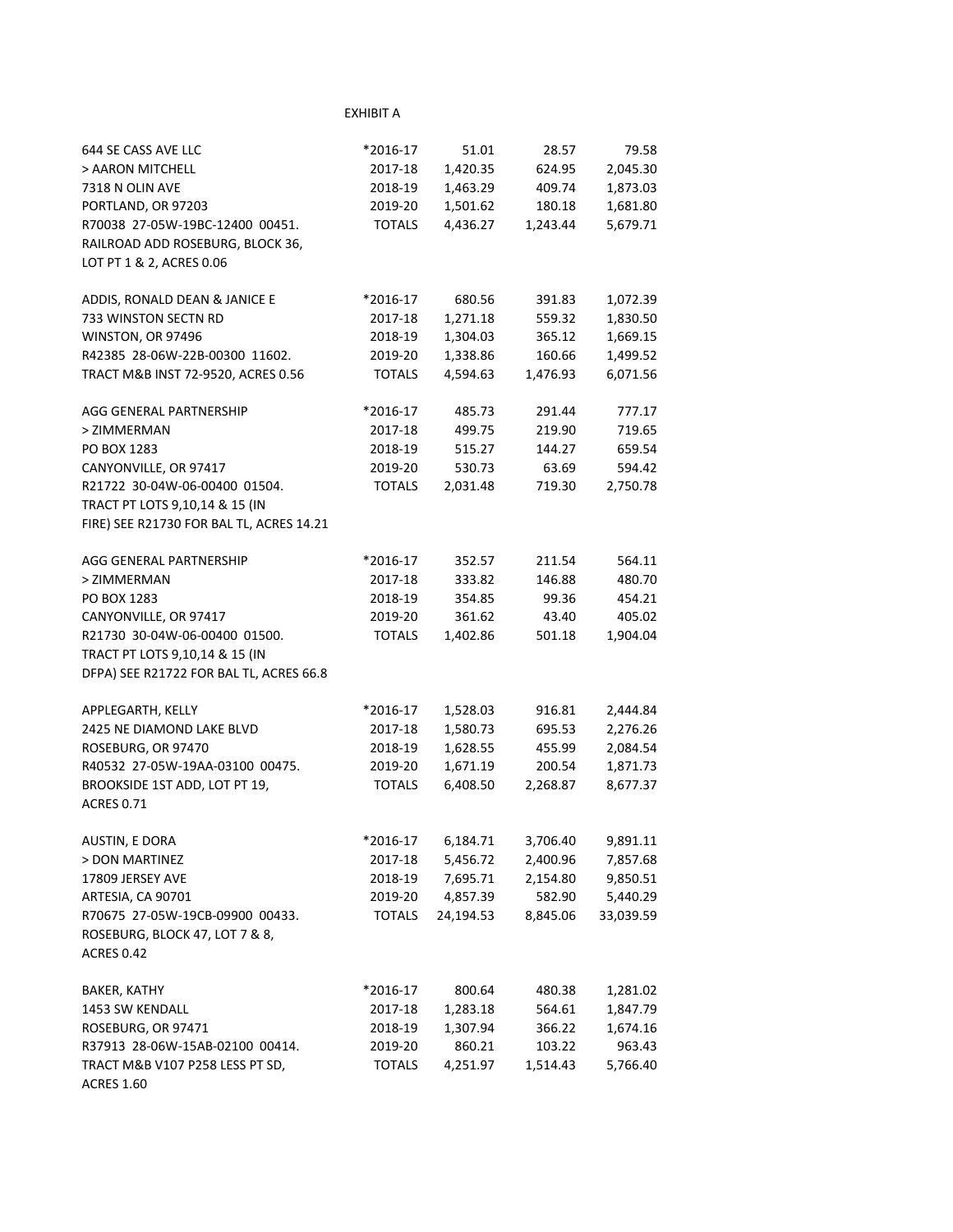EXHIBIT A

| | | | | |
|---|---|---|---|---|
| 644 SE CASS AVE LLC | *2016-17 | 51.01 | 28.57 | 79.58 |
| > AARON MITCHELL | 2017-18 | 1,420.35 | 624.95 | 2,045.30 |
| 7318 N OLIN AVE | 2018-19 | 1,463.29 | 409.74 | 1,873.03 |
| PORTLAND, OR 97203 | 2019-20 | 1,501.62 | 180.18 | 1,681.80 |
| R70038 27-05W-19BC-12400 00451. | TOTALS | 4,436.27 | 1,243.44 | 5,679.71 |
| RAILROAD ADD ROSEBURG, BLOCK 36, | | | | |
| LOT PT 1 & 2, ACRES 0.06 | | | | |
| | | | | |
| ADDIS, RONALD DEAN & JANICE E | *2016-17 | 680.56 | 391.83 | 1,072.39 |
| 733 WINSTON SECTN RD | 2017-18 | 1,271.18 | 559.32 | 1,830.50 |
| WINSTON, OR 97496 | 2018-19 | 1,304.03 | 365.12 | 1,669.15 |
| R42385 28-06W-22B-00300 11602. | 2019-20 | 1,338.86 | 160.66 | 1,499.52 |
| TRACT M&B INST 72-9520, ACRES 0.56 | TOTALS | 4,594.63 | 1,476.93 | 6,071.56 |
| | | | | |
| AGG GENERAL PARTNERSHIP | *2016-17 | 485.73 | 291.44 | 777.17 |
| > ZIMMERMAN | 2017-18 | 499.75 | 219.90 | 719.65 |
| PO BOX 1283 | 2018-19 | 515.27 | 144.27 | 659.54 |
| CANYONVILLE, OR 97417 | 2019-20 | 530.73 | 63.69 | 594.42 |
| R21722 30-04W-06-00400 01504. | TOTALS | 2,031.48 | 719.30 | 2,750.78 |
| TRACT PT LOTS 9,10,14 & 15 (IN | | | | |
| FIRE) SEE R21730 FOR BAL TL, ACRES 14.21 | | | | |
| | | | | |
| AGG GENERAL PARTNERSHIP | *2016-17 | 352.57 | 211.54 | 564.11 |
| > ZIMMERMAN | 2017-18 | 333.82 | 146.88 | 480.70 |
| PO BOX 1283 | 2018-19 | 354.85 | 99.36 | 454.21 |
| CANYONVILLE, OR 97417 | 2019-20 | 361.62 | 43.40 | 405.02 |
| R21730 30-04W-06-00400 01500. | TOTALS | 1,402.86 | 501.18 | 1,904.04 |
| TRACT PT LOTS 9,10,14 & 15 (IN | | | | |
| DFPA) SEE R21722 FOR BAL TL, ACRES 66.8 | | | | |
| | | | | |
| APPLEGARTH, KELLY | *2016-17 | 1,528.03 | 916.81 | 2,444.84 |
| 2425 NE DIAMOND LAKE BLVD | 2017-18 | 1,580.73 | 695.53 | 2,276.26 |
| ROSEBURG, OR 97470 | 2018-19 | 1,628.55 | 455.99 | 2,084.54 |
| R40532 27-05W-19AA-03100 00475. | 2019-20 | 1,671.19 | 200.54 | 1,871.73 |
| BROOKSIDE 1ST ADD, LOT PT 19, | TOTALS | 6,408.50 | 2,268.87 | 8,677.37 |
| ACRES 0.71 | | | | |
| | | | | |
| AUSTIN, E DORA | *2016-17 | 6,184.71 | 3,706.40 | 9,891.11 |
| > DON MARTINEZ | 2017-18 | 5,456.72 | 2,400.96 | 7,857.68 |
| 17809 JERSEY AVE | 2018-19 | 7,695.71 | 2,154.80 | 9,850.51 |
| ARTESIA, CA 90701 | 2019-20 | 4,857.39 | 582.90 | 5,440.29 |
| R70675 27-05W-19CB-09900 00433. | TOTALS | 24,194.53 | 8,845.06 | 33,039.59 |
| ROSEBURG, BLOCK 47, LOT 7 & 8, | | | | |
| ACRES 0.42 | | | | |
| | | | | |
| BAKER, KATHY | *2016-17 | 800.64 | 480.38 | 1,281.02 |
| 1453 SW KENDALL | 2017-18 | 1,283.18 | 564.61 | 1,847.79 |
| ROSEBURG, OR 97471 | 2018-19 | 1,307.94 | 366.22 | 1,674.16 |
| R37913 28-06W-15AB-02100 00414. | 2019-20 | 860.21 | 103.22 | 963.43 |
| TRACT M&B V107 P258 LESS PT SD, | TOTALS | 4,251.97 | 1,514.43 | 5,766.40 |
| ACRES 1.60 | | | | |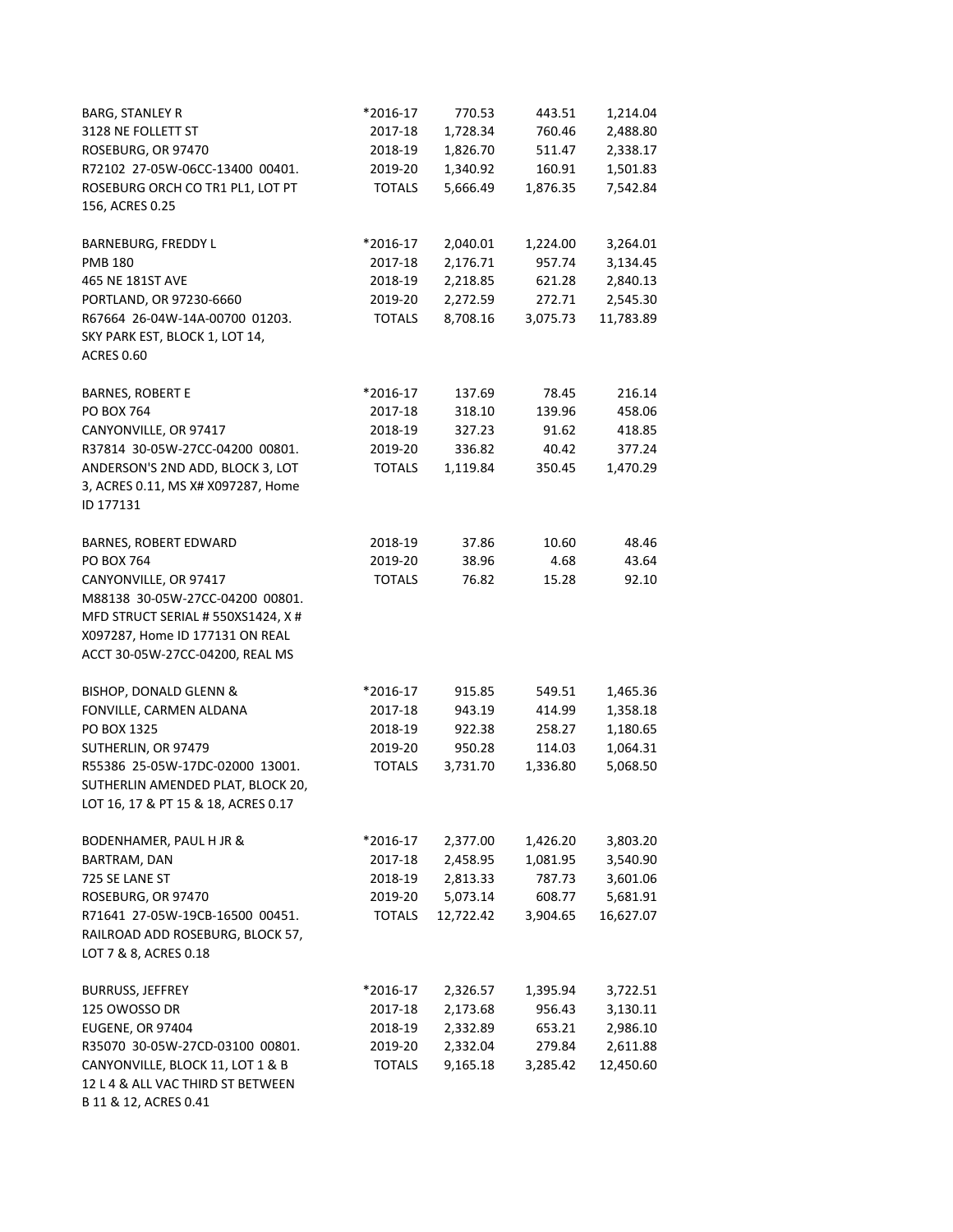| | | | | |
|---|---|---|---|---|
| BARG, STANLEY R | *2016-17 | 770.53 | 443.51 | 1,214.04 |
| 3128 NE FOLLETT ST | 2017-18 | 1,728.34 | 760.46 | 2,488.80 |
| ROSEBURG, OR 97470 | 2018-19 | 1,826.70 | 511.47 | 2,338.17 |
| R72102 27-05W-06CC-13400 00401. | 2019-20 | 1,340.92 | 160.91 | 1,501.83 |
| ROSEBURG ORCH CO TR1 PL1, LOT PT | TOTALS | 5,666.49 | 1,876.35 | 7,542.84 |
| 156, ACRES 0.25 | | | | |
| | | | | |
| BARNEBURG, FREDDY L | *2016-17 | 2,040.01 | 1,224.00 | 3,264.01 |
| PMB 180 | 2017-18 | 2,176.71 | 957.74 | 3,134.45 |
| 465 NE 181ST AVE | 2018-19 | 2,218.85 | 621.28 | 2,840.13 |
| PORTLAND, OR 97230-6660 | 2019-20 | 2,272.59 | 272.71 | 2,545.30 |
| R67664 26-04W-14A-00700 01203. | TOTALS | 8,708.16 | 3,075.73 | 11,783.89 |
| SKY PARK EST, BLOCK 1, LOT 14, | | | | |
| ACRES 0.60 | | | | |
| | | | | |
| BARNES, ROBERT E | *2016-17 | 137.69 | 78.45 | 216.14 |
| PO BOX 764 | 2017-18 | 318.10 | 139.96 | 458.06 |
| CANYONVILLE, OR 97417 | 2018-19 | 327.23 | 91.62 | 418.85 |
| R37814 30-05W-27CC-04200 00801. | 2019-20 | 336.82 | 40.42 | 377.24 |
| ANDERSON'S 2ND ADD, BLOCK 3, LOT | TOTALS | 1,119.84 | 350.45 | 1,470.29 |
| 3, ACRES 0.11, MS X# X097287, Home | | | | |
| ID 177131 | | | | |
| | | | | |
| BARNES, ROBERT EDWARD | 2018-19 | 37.86 | 10.60 | 48.46 |
| PO BOX 764 | 2019-20 | 38.96 | 4.68 | 43.64 |
| CANYONVILLE, OR 97417 | TOTALS | 76.82 | 15.28 | 92.10 |
| M88138 30-05W-27CC-04200 00801. | | | | |
| MFD STRUCT SERIAL # 550XS1424, X # | | | | |
| X097287, Home ID 177131 ON REAL | | | | |
| ACCT 30-05W-27CC-04200, REAL MS | | | | |
| | | | | |
| BISHOP, DONALD GLENN & | *2016-17 | 915.85 | 549.51 | 1,465.36 |
| FONVILLE, CARMEN ALDANA | 2017-18 | 943.19 | 414.99 | 1,358.18 |
| PO BOX 1325 | 2018-19 | 922.38 | 258.27 | 1,180.65 |
| SUTHERLIN, OR 97479 | 2019-20 | 950.28 | 114.03 | 1,064.31 |
| R55386 25-05W-17DC-02000 13001. | TOTALS | 3,731.70 | 1,336.80 | 5,068.50 |
| SUTHERLIN AMENDED PLAT, BLOCK 20, | | | | |
| LOT 16, 17 & PT 15 & 18, ACRES 0.17 | | | | |
| | | | | |
| BODENHAMER, PAUL H JR & | *2016-17 | 2,377.00 | 1,426.20 | 3,803.20 |
| BARTRAM, DAN | 2017-18 | 2,458.95 | 1,081.95 | 3,540.90 |
| 725 SE LANE ST | 2018-19 | 2,813.33 | 787.73 | 3,601.06 |
| ROSEBURG, OR 97470 | 2019-20 | 5,073.14 | 608.77 | 5,681.91 |
| R71641 27-05W-19CB-16500 00451. | TOTALS | 12,722.42 | 3,904.65 | 16,627.07 |
| RAILROAD ADD ROSEBURG, BLOCK 57, | | | | |
| LOT 7 & 8, ACRES 0.18 | | | | |
| | | | | |
| BURRUSS, JEFFREY | *2016-17 | 2,326.57 | 1,395.94 | 3,722.51 |
| 125 OWOSSO DR | 2017-18 | 2,173.68 | 956.43 | 3,130.11 |
| EUGENE, OR 97404 | 2018-19 | 2,332.89 | 653.21 | 2,986.10 |
| R35070 30-05W-27CD-03100 00801. | 2019-20 | 2,332.04 | 279.84 | 2,611.88 |
| CANYONVILLE, BLOCK 11, LOT 1 & B | TOTALS | 9,165.18 | 3,285.42 | 12,450.60 |
| 12 L 4 & ALL VAC THIRD ST BETWEEN | | | | |
| B 11 & 12, ACRES 0.41 | | | | |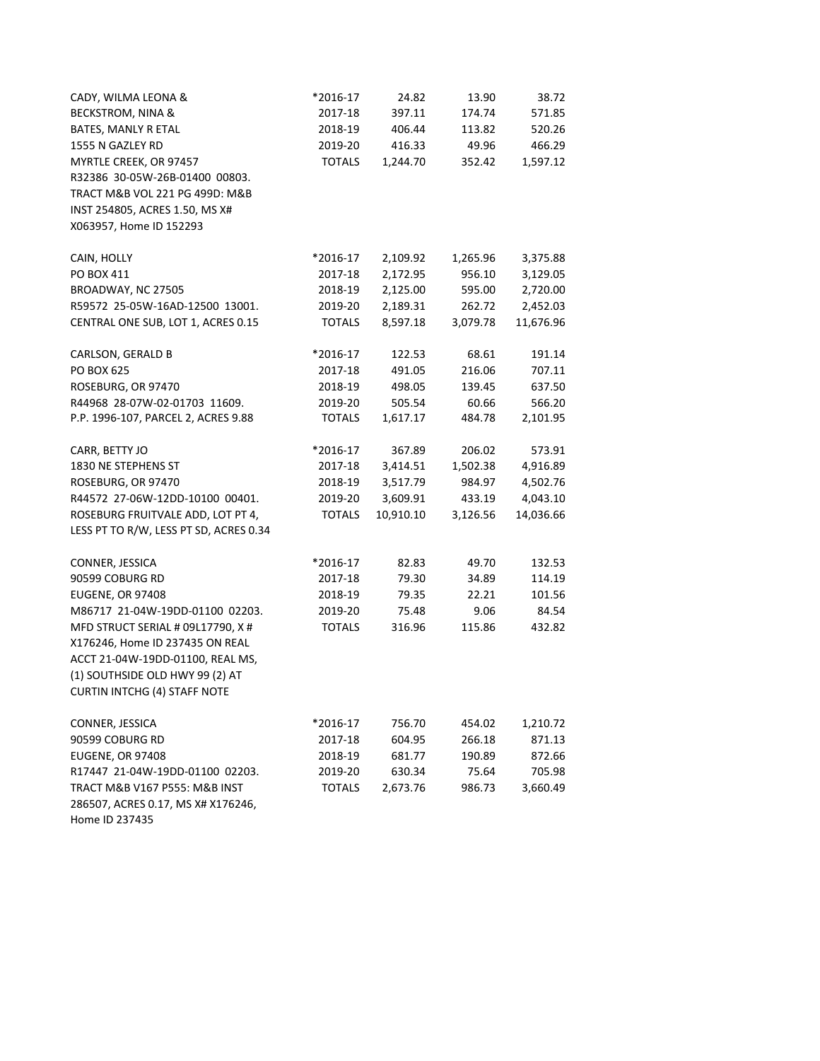| | | | | |
|---|---|---|---|---|
| CADY, WILMA LEONA & | *2016-17 | 24.82 | 13.90 | 38.72 |
| BECKSTROM, NINA & | 2017-18 | 397.11 | 174.74 | 571.85 |
| BATES, MANLY R ETAL | 2018-19 | 406.44 | 113.82 | 520.26 |
| 1555 N GAZLEY RD | 2019-20 | 416.33 | 49.96 | 466.29 |
| MYRTLE CREEK, OR 97457 | TOTALS | 1,244.70 | 352.42 | 1,597.12 |
| R32386 30-05W-26B-01400 00803. | | | | |
| TRACT M&B VOL 221 PG 499D: M&B | | | | |
| INST 254805, ACRES 1.50, MS X# | | | | |
| X063957, Home ID 152293 | | | | |
| | | | | |
| CAIN, HOLLY | *2016-17 | 2,109.92 | 1,265.96 | 3,375.88 |
| PO BOX 411 | 2017-18 | 2,172.95 | 956.10 | 3,129.05 |
| BROADWAY, NC 27505 | 2018-19 | 2,125.00 | 595.00 | 2,720.00 |
| R59572 25-05W-16AD-12500 13001. | 2019-20 | 2,189.31 | 262.72 | 2,452.03 |
| CENTRAL ONE SUB, LOT 1, ACRES 0.15 | TOTALS | 8,597.18 | 3,079.78 | 11,676.96 |
| | | | | |
| CARLSON, GERALD B | *2016-17 | 122.53 | 68.61 | 191.14 |
| PO BOX 625 | 2017-18 | 491.05 | 216.06 | 707.11 |
| ROSEBURG, OR 97470 | 2018-19 | 498.05 | 139.45 | 637.50 |
| R44968 28-07W-02-01703 11609. | 2019-20 | 505.54 | 60.66 | 566.20 |
| P.P. 1996-107, PARCEL 2, ACRES 9.88 | TOTALS | 1,617.17 | 484.78 | 2,101.95 |
| | | | | |
| CARR, BETTY JO | *2016-17 | 367.89 | 206.02 | 573.91 |
| 1830 NE STEPHENS ST | 2017-18 | 3,414.51 | 1,502.38 | 4,916.89 |
| ROSEBURG, OR 97470 | 2018-19 | 3,517.79 | 984.97 | 4,502.76 |
| R44572 27-06W-12DD-10100 00401. | 2019-20 | 3,609.91 | 433.19 | 4,043.10 |
| ROSEBURG FRUITVALE ADD, LOT PT 4, | TOTALS | 10,910.10 | 3,126.56 | 14,036.66 |
| LESS PT TO R/W, LESS PT SD, ACRES 0.34 | | | | |
| | | | | |
| CONNER, JESSICA | *2016-17 | 82.83 | 49.70 | 132.53 |
| 90599 COBURG RD | 2017-18 | 79.30 | 34.89 | 114.19 |
| EUGENE, OR 97408 | 2018-19 | 79.35 | 22.21 | 101.56 |
| M86717 21-04W-19DD-01100 02203. | 2019-20 | 75.48 | 9.06 | 84.54 |
| MFD STRUCT SERIAL # 09L17790, X # | TOTALS | 316.96 | 115.86 | 432.82 |
| X176246, Home ID 237435 ON REAL | | | | |
| ACCT 21-04W-19DD-01100, REAL MS, | | | | |
| (1) SOUTHSIDE OLD HWY 99 (2) AT | | | | |
| CURTIN INTCHG (4) STAFF NOTE | | | | |
| | | | | |
| CONNER, JESSICA | *2016-17 | 756.70 | 454.02 | 1,210.72 |
| 90599 COBURG RD | 2017-18 | 604.95 | 266.18 | 871.13 |
| EUGENE, OR 97408 | 2018-19 | 681.77 | 190.89 | 872.66 |
| R17447 21-04W-19DD-01100 02203. | 2019-20 | 630.34 | 75.64 | 705.98 |
| TRACT M&B V167 P555: M&B INST | TOTALS | 2,673.76 | 986.73 | 3,660.49 |
| 286507, ACRES 0.17, MS X# X176246, | | | | |
| Home ID 237435 | | | | |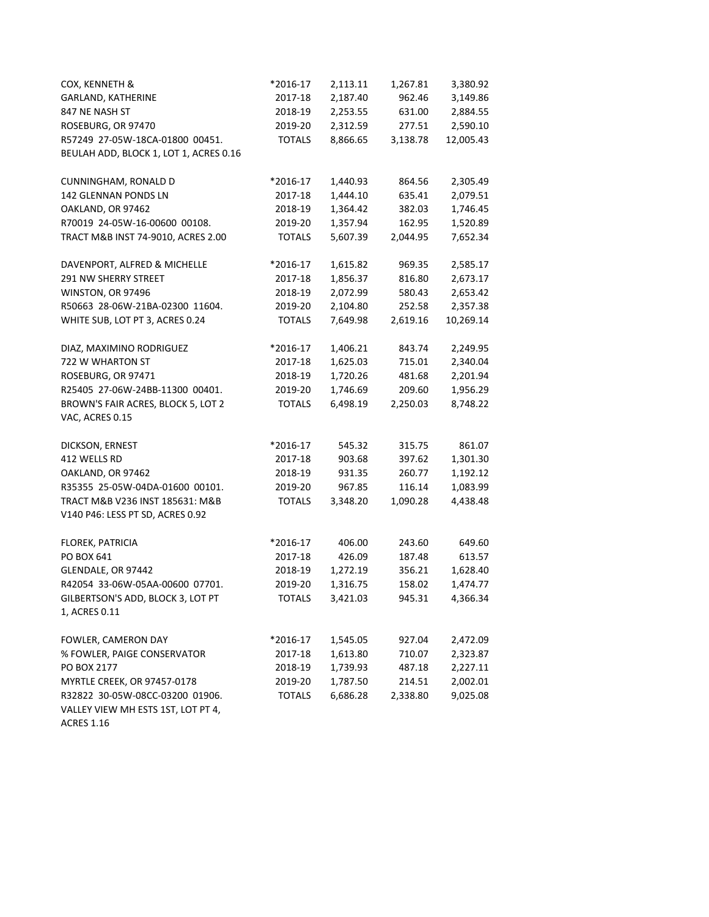| Owner / Property | Year | Tax | Interest | Total |
|---|---|---|---|---|
| COX, KENNETH & | *2016-17 | 2,113.11 | 1,267.81 | 3,380.92 |
| GARLAND, KATHERINE | 2017-18 | 2,187.40 | 962.46 | 3,149.86 |
| 847 NE NASH ST | 2018-19 | 2,253.55 | 631.00 | 2,884.55 |
| ROSEBURG, OR 97470 | 2019-20 | 2,312.59 | 277.51 | 2,590.10 |
| R57249 27-05W-18CA-01800 00451. | TOTALS | 8,866.65 | 3,138.78 | 12,005.43 |
| BEULAH ADD, BLOCK 1, LOT 1, ACRES 0.16 | | | | |
| | | | | |
| CUNNINGHAM, RONALD D | *2016-17 | 1,440.93 | 864.56 | 2,305.49 |
| 142 GLENNAN PONDS LN | 2017-18 | 1,444.10 | 635.41 | 2,079.51 |
| OAKLAND, OR 97462 | 2018-19 | 1,364.42 | 382.03 | 1,746.45 |
| R70019 24-05W-16-00600 00108. | 2019-20 | 1,357.94 | 162.95 | 1,520.89 |
| TRACT M&B INST 74-9010, ACRES 2.00 | TOTALS | 5,607.39 | 2,044.95 | 7,652.34 |
| | | | | |
| DAVENPORT, ALFRED & MICHELLE | *2016-17 | 1,615.82 | 969.35 | 2,585.17 |
| 291 NW SHERRY STREET | 2017-18 | 1,856.37 | 816.80 | 2,673.17 |
| WINSTON, OR 97496 | 2018-19 | 2,072.99 | 580.43 | 2,653.42 |
| R50663 28-06W-21BA-02300 11604. | 2019-20 | 2,104.80 | 252.58 | 2,357.38 |
| WHITE SUB, LOT PT 3, ACRES 0.24 | TOTALS | 7,649.98 | 2,619.16 | 10,269.14 |
| | | | | |
| DIAZ, MAXIMINO RODRIGUEZ | *2016-17 | 1,406.21 | 843.74 | 2,249.95 |
| 722 W WHARTON ST | 2017-18 | 1,625.03 | 715.01 | 2,340.04 |
| ROSEBURG, OR 97471 | 2018-19 | 1,720.26 | 481.68 | 2,201.94 |
| R25405 27-06W-24BB-11300 00401. | 2019-20 | 1,746.69 | 209.60 | 1,956.29 |
| BROWN'S FAIR ACRES, BLOCK 5, LOT 2 | TOTALS | 6,498.19 | 2,250.03 | 8,748.22 |
| VAC, ACRES 0.15 | | | | |
| | | | | |
| DICKSON, ERNEST | *2016-17 | 545.32 | 315.75 | 861.07 |
| 412 WELLS RD | 2017-18 | 903.68 | 397.62 | 1,301.30 |
| OAKLAND, OR 97462 | 2018-19 | 931.35 | 260.77 | 1,192.12 |
| R35355 25-05W-04DA-01600 00101. | 2019-20 | 967.85 | 116.14 | 1,083.99 |
| TRACT M&B V236 INST 185631: M&B | TOTALS | 3,348.20 | 1,090.28 | 4,438.48 |
| V140 P46: LESS PT SD, ACRES 0.92 | | | | |
| | | | | |
| FLOREK, PATRICIA | *2016-17 | 406.00 | 243.60 | 649.60 |
| PO BOX 641 | 2017-18 | 426.09 | 187.48 | 613.57 |
| GLENDALE, OR 97442 | 2018-19 | 1,272.19 | 356.21 | 1,628.40 |
| R42054 33-06W-05AA-00600 07701. | 2019-20 | 1,316.75 | 158.02 | 1,474.77 |
| GILBERTSON'S ADD, BLOCK 3, LOT PT | TOTALS | 3,421.03 | 945.31 | 4,366.34 |
| 1, ACRES 0.11 | | | | |
| | | | | |
| FOWLER, CAMERON DAY | *2016-17 | 1,545.05 | 927.04 | 2,472.09 |
| % FOWLER, PAIGE CONSERVATOR | 2017-18 | 1,613.80 | 710.07 | 2,323.87 |
| PO BOX 2177 | 2018-19 | 1,739.93 | 487.18 | 2,227.11 |
| MYRTLE CREEK, OR 97457-0178 | 2019-20 | 1,787.50 | 214.51 | 2,002.01 |
| R32822 30-05W-08CC-03200 01906. | TOTALS | 6,686.28 | 2,338.80 | 9,025.08 |
| VALLEY VIEW MH ESTS 1ST, LOT PT 4, | | | | |
| ACRES 1.16 | | | | |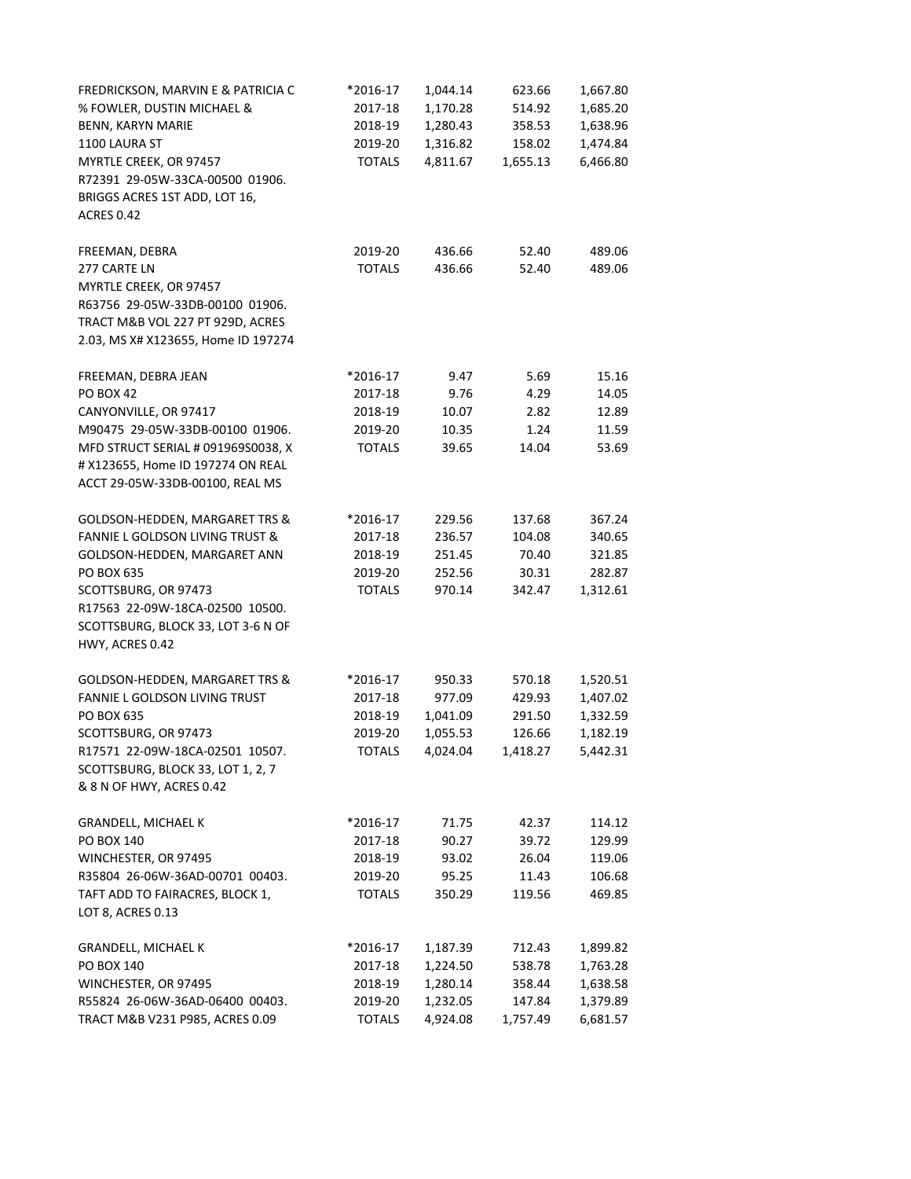| | | | | |
|---|---|---|---|---|
| FREDRICKSON, MARVIN E & PATRICIA C | *2016-17 | 1,044.14 | 623.66 | 1,667.80 |
| % FOWLER, DUSTIN MICHAEL & | 2017-18 | 1,170.28 | 514.92 | 1,685.20 |
| BENN, KARYN MARIE | 2018-19 | 1,280.43 | 358.53 | 1,638.96 |
| 1100 LAURA ST | 2019-20 | 1,316.82 | 158.02 | 1,474.84 |
| MYRTLE CREEK, OR 97457 | TOTALS | 4,811.67 | 1,655.13 | 6,466.80 |
| R72391 29-05W-33CA-00500 01906. | | | | |
| BRIGGS ACRES 1ST ADD, LOT 16, | | | | |
| ACRES 0.42 | | | | |
| | | | | |
| FREEMAN, DEBRA | 2019-20 | 436.66 | 52.40 | 489.06 |
| 277 CARTE LN | TOTALS | 436.66 | 52.40 | 489.06 |
| MYRTLE CREEK, OR 97457 | | | | |
| R63756 29-05W-33DB-00100 01906. | | | | |
| TRACT M&B VOL 227 PT 929D, ACRES | | | | |
| 2.03, MS X# X123655, Home ID 197274 | | | | |
| | | | | |
| FREEMAN, DEBRA JEAN | *2016-17 | 9.47 | 5.69 | 15.16 |
| PO BOX 42 | 2017-18 | 9.76 | 4.29 | 14.05 |
| CANYONVILLE, OR 97417 | 2018-19 | 10.07 | 2.82 | 12.89 |
| M90475 29-05W-33DB-00100 01906. | 2019-20 | 10.35 | 1.24 | 11.59 |
| MFD STRUCT SERIAL # 091969S0038, X | TOTALS | 39.65 | 14.04 | 53.69 |
| # X123655, Home ID 197274 ON REAL | | | | |
| ACCT 29-05W-33DB-00100, REAL MS | | | | |
| | | | | |
| GOLDSON-HEDDEN, MARGARET TRS & | *2016-17 | 229.56 | 137.68 | 367.24 |
| FANNIE L GOLDSON LIVING TRUST & | 2017-18 | 236.57 | 104.08 | 340.65 |
| GOLDSON-HEDDEN, MARGARET ANN | 2018-19 | 251.45 | 70.40 | 321.85 |
| PO BOX 635 | 2019-20 | 252.56 | 30.31 | 282.87 |
| SCOTTSBURG, OR 97473 | TOTALS | 970.14 | 342.47 | 1,312.61 |
| R17563 22-09W-18CA-02500 10500. | | | | |
| SCOTTSBURG, BLOCK 33, LOT 3-6 N OF | | | | |
| HWY, ACRES 0.42 | | | | |
| | | | | |
| GOLDSON-HEDDEN, MARGARET TRS & | *2016-17 | 950.33 | 570.18 | 1,520.51 |
| FANNIE L GOLDSON LIVING TRUST | 2017-18 | 977.09 | 429.93 | 1,407.02 |
| PO BOX 635 | 2018-19 | 1,041.09 | 291.50 | 1,332.59 |
| SCOTTSBURG, OR 97473 | 2019-20 | 1,055.53 | 126.66 | 1,182.19 |
| R17571 22-09W-18CA-02501 10507. | TOTALS | 4,024.04 | 1,418.27 | 5,442.31 |
| SCOTTSBURG, BLOCK 33, LOT 1, 2, 7 | | | | |
| & 8 N OF HWY, ACRES 0.42 | | | | |
| | | | | |
| GRANDELL, MICHAEL K | *2016-17 | 71.75 | 42.37 | 114.12 |
| PO BOX 140 | 2017-18 | 90.27 | 39.72 | 129.99 |
| WINCHESTER, OR 97495 | 2018-19 | 93.02 | 26.04 | 119.06 |
| R35804 26-06W-36AD-00701 00403. | 2019-20 | 95.25 | 11.43 | 106.68 |
| TAFT ADD TO FAIRACRES, BLOCK 1, | TOTALS | 350.29 | 119.56 | 469.85 |
| LOT 8, ACRES 0.13 | | | | |
| | | | | |
| GRANDELL, MICHAEL K | *2016-17 | 1,187.39 | 712.43 | 1,899.82 |
| PO BOX 140 | 2017-18 | 1,224.50 | 538.78 | 1,763.28 |
| WINCHESTER, OR 97495 | 2018-19 | 1,280.14 | 358.44 | 1,638.58 |
| R55824 26-06W-36AD-06400 00403. | 2019-20 | 1,232.05 | 147.84 | 1,379.89 |
| TRACT M&B V231 P985, ACRES 0.09 | TOTALS | 4,924.08 | 1,757.49 | 6,681.57 |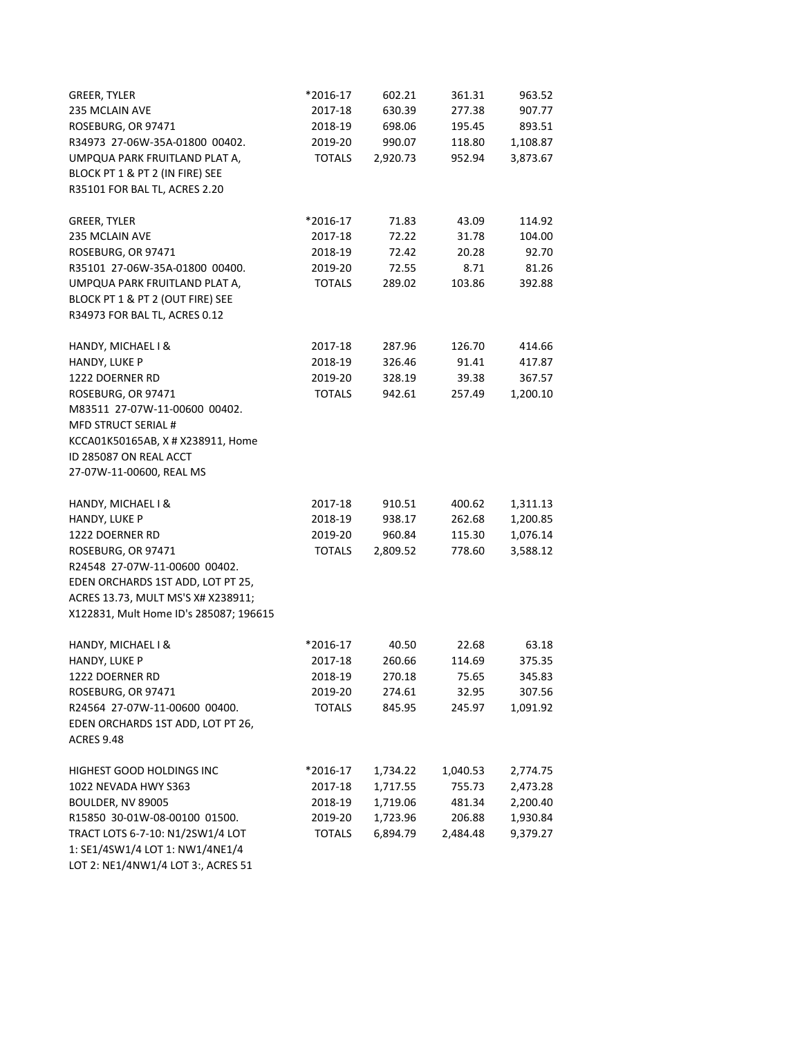| | | | | |
|---|---|---|---|---|
| GREER, TYLER | *2016-17 | 602.21 | 361.31 | 963.52 |
| 235 MCLAIN AVE | 2017-18 | 630.39 | 277.38 | 907.77 |
| ROSEBURG, OR 97471 | 2018-19 | 698.06 | 195.45 | 893.51 |
| R34973 27-06W-35A-01800 00402. | 2019-20 | 990.07 | 118.80 | 1,108.87 |
| UMPQUA PARK FRUITLAND PLAT A, | TOTALS | 2,920.73 | 952.94 | 3,873.67 |
| BLOCK PT 1 & PT 2 (IN FIRE) SEE | | | | |
| R35101 FOR BAL TL, ACRES 2.20 | | | | |
| | | | | |
| GREER, TYLER | *2016-17 | 71.83 | 43.09 | 114.92 |
| 235 MCLAIN AVE | 2017-18 | 72.22 | 31.78 | 104.00 |
| ROSEBURG, OR 97471 | 2018-19 | 72.42 | 20.28 | 92.70 |
| R35101 27-06W-35A-01800 00400. | 2019-20 | 72.55 | 8.71 | 81.26 |
| UMPQUA PARK FRUITLAND PLAT A, | TOTALS | 289.02 | 103.86 | 392.88 |
| BLOCK PT 1 & PT 2 (OUT FIRE) SEE | | | | |
| R34973 FOR BAL TL, ACRES 0.12 | | | | |
| | | | | |
| HANDY, MICHAEL I & | 2017-18 | 287.96 | 126.70 | 414.66 |
| HANDY, LUKE P | 2018-19 | 326.46 | 91.41 | 417.87 |
| 1222 DOERNER RD | 2019-20 | 328.19 | 39.38 | 367.57 |
| ROSEBURG, OR 97471 | TOTALS | 942.61 | 257.49 | 1,200.10 |
| M83511 27-07W-11-00600 00402. | | | | |
| MFD STRUCT SERIAL # | | | | |
| KCCA01K50165AB, X # X238911, Home | | | | |
| ID 285087 ON REAL ACCT | | | | |
| 27-07W-11-00600, REAL MS | | | | |
| | | | | |
| HANDY, MICHAEL I & | 2017-18 | 910.51 | 400.62 | 1,311.13 |
| HANDY, LUKE P | 2018-19 | 938.17 | 262.68 | 1,200.85 |
| 1222 DOERNER RD | 2019-20 | 960.84 | 115.30 | 1,076.14 |
| ROSEBURG, OR 97471 | TOTALS | 2,809.52 | 778.60 | 3,588.12 |
| R24548 27-07W-11-00600 00402. | | | | |
| EDEN ORCHARDS 1ST ADD, LOT PT 25, | | | | |
| ACRES 13.73, MULT MS'S X# X238911; | | | | |
| X122831, Mult Home ID's 285087; 196615 | | | | |
| | | | | |
| HANDY, MICHAEL I & | *2016-17 | 40.50 | 22.68 | 63.18 |
| HANDY, LUKE P | 2017-18 | 260.66 | 114.69 | 375.35 |
| 1222 DOERNER RD | 2018-19 | 270.18 | 75.65 | 345.83 |
| ROSEBURG, OR 97471 | 2019-20 | 274.61 | 32.95 | 307.56 |
| R24564 27-07W-11-00600 00400. | TOTALS | 845.95 | 245.97 | 1,091.92 |
| EDEN ORCHARDS 1ST ADD, LOT PT 26, | | | | |
| ACRES 9.48 | | | | |
| | | | | |
| HIGHEST GOOD HOLDINGS INC | *2016-17 | 1,734.22 | 1,040.53 | 2,774.75 |
| 1022 NEVADA HWY S363 | 2017-18 | 1,717.55 | 755.73 | 2,473.28 |
| BOULDER, NV 89005 | 2018-19 | 1,719.06 | 481.34 | 2,200.40 |
| R15850 30-01W-08-00100 01500. | 2019-20 | 1,723.96 | 206.88 | 1,930.84 |
| TRACT LOTS 6-7-10: N1/2SW1/4 LOT | TOTALS | 6,894.79 | 2,484.48 | 9,379.27 |
| 1: SE1/4SW1/4 LOT 1: NW1/4NE1/4 | | | | |
| LOT 2: NE1/4NW1/4 LOT 3:, ACRES 51 | | | | |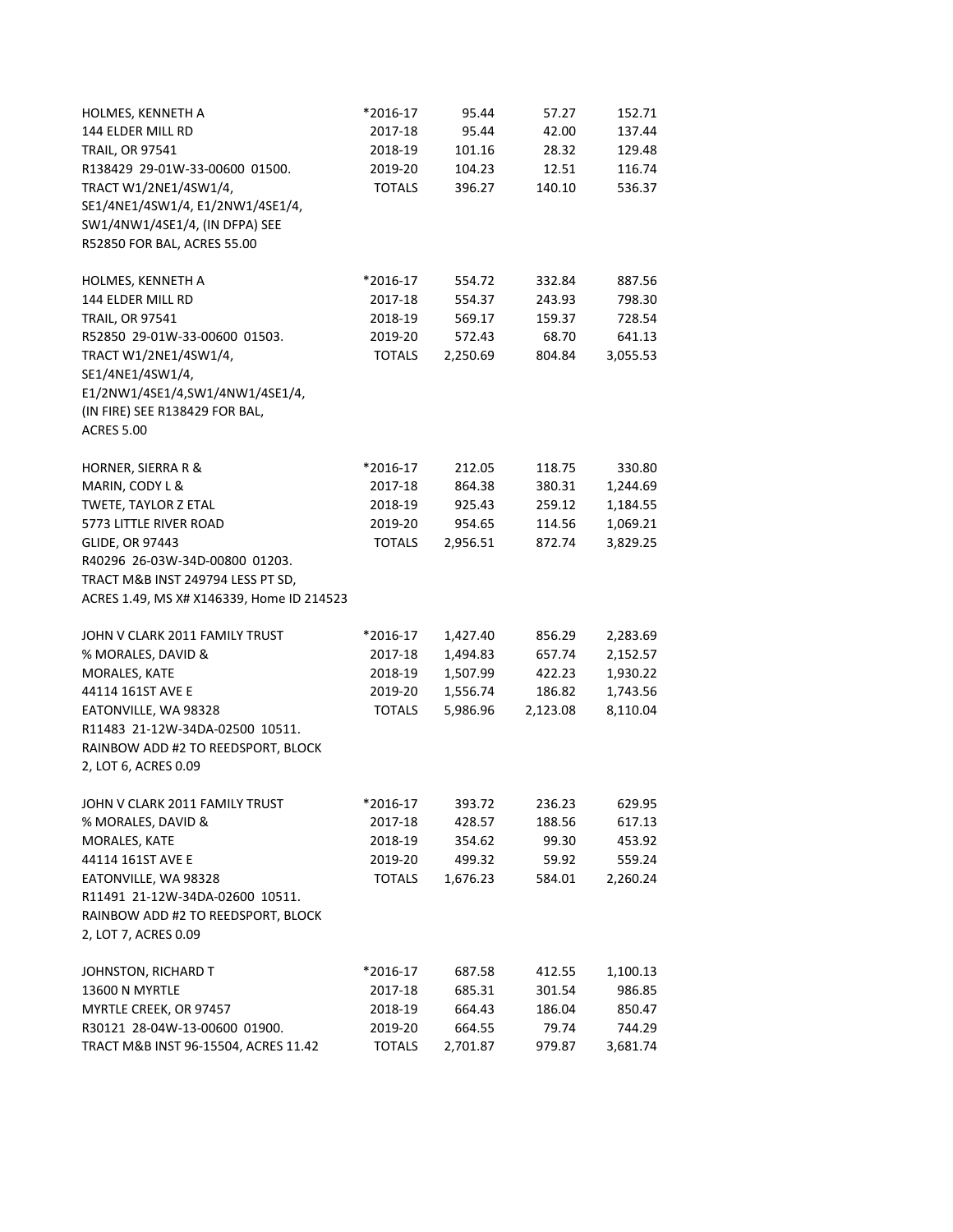| | | | | |
|---|---|---|---|---|
| HOLMES, KENNETH A | *2016-17 | 95.44 | 57.27 | 152.71 |
| 144 ELDER MILL RD | 2017-18 | 95.44 | 42.00 | 137.44 |
| TRAIL, OR 97541 | 2018-19 | 101.16 | 28.32 | 129.48 |
| R138429 29-01W-33-00600 01500. | 2019-20 | 104.23 | 12.51 | 116.74 |
| TRACT W1/2NE1/4SW1/4, SE1/4NE1/4SW1/4, E1/2NW1/4SE1/4, SW1/4NW1/4SE1/4, (IN DFPA) SEE R52850 FOR BAL, ACRES 55.00 | TOTALS | 396.27 | 140.10 | 536.37 |
| | | | | |
| HOLMES, KENNETH A | *2016-17 | 554.72 | 332.84 | 887.56 |
| 144 ELDER MILL RD | 2017-18 | 554.37 | 243.93 | 798.30 |
| TRAIL, OR 97541 | 2018-19 | 569.17 | 159.37 | 728.54 |
| R52850 29-01W-33-00600 01503. | 2019-20 | 572.43 | 68.70 | 641.13 |
| TRACT W1/2NE1/4SW1/4, SE1/4NE1/4SW1/4, E1/2NW1/4SE1/4,SW1/4NW1/4SE1/4, (IN FIRE) SEE R138429 FOR BAL, ACRES 5.00 | TOTALS | 2,250.69 | 804.84 | 3,055.53 |
| | | | | |
| HORNER, SIERRA R & | *2016-17 | 212.05 | 118.75 | 330.80 |
| MARIN, CODY L & | 2017-18 | 864.38 | 380.31 | 1,244.69 |
| TWETE, TAYLOR Z ETAL | 2018-19 | 925.43 | 259.12 | 1,184.55 |
| 5773 LITTLE RIVER ROAD | 2019-20 | 954.65 | 114.56 | 1,069.21 |
| GLIDE, OR 97443 | TOTALS | 2,956.51 | 872.74 | 3,829.25 |
| R40296 26-03W-34D-00800 01203. TRACT M&B INST 249794 LESS PT SD, ACRES 1.49, MS X# X146339, Home ID 214523 | | | | |
| | | | | |
| JOHN V CLARK 2011 FAMILY TRUST | *2016-17 | 1,427.40 | 856.29 | 2,283.69 |
| % MORALES, DAVID & | 2017-18 | 1,494.83 | 657.74 | 2,152.57 |
| MORALES, KATE | 2018-19 | 1,507.99 | 422.23 | 1,930.22 |
| 44114 161ST AVE E | 2019-20 | 1,556.74 | 186.82 | 1,743.56 |
| EATONVILLE, WA 98328 | TOTALS | 5,986.96 | 2,123.08 | 8,110.04 |
| R11483 21-12W-34DA-02500 10511. RAINBOW ADD #2 TO REEDSPORT, BLOCK 2, LOT 6, ACRES 0.09 | | | | |
| | | | | |
| JOHN V CLARK 2011 FAMILY TRUST | *2016-17 | 393.72 | 236.23 | 629.95 |
| % MORALES, DAVID & | 2017-18 | 428.57 | 188.56 | 617.13 |
| MORALES, KATE | 2018-19 | 354.62 | 99.30 | 453.92 |
| 44114 161ST AVE E | 2019-20 | 499.32 | 59.92 | 559.24 |
| EATONVILLE, WA 98328 | TOTALS | 1,676.23 | 584.01 | 2,260.24 |
| R11491 21-12W-34DA-02600 10511. RAINBOW ADD #2 TO REEDSPORT, BLOCK 2, LOT 7, ACRES 0.09 | | | | |
| | | | | |
| JOHNSTON, RICHARD T | *2016-17 | 687.58 | 412.55 | 1,100.13 |
| 13600 N MYRTLE | 2017-18 | 685.31 | 301.54 | 986.85 |
| MYRTLE CREEK, OR 97457 | 2018-19 | 664.43 | 186.04 | 850.47 |
| R30121 28-04W-13-00600 01900. | 2019-20 | 664.55 | 79.74 | 744.29 |
| TRACT M&B INST 96-15504, ACRES 11.42 | TOTALS | 2,701.87 | 979.87 | 3,681.74 |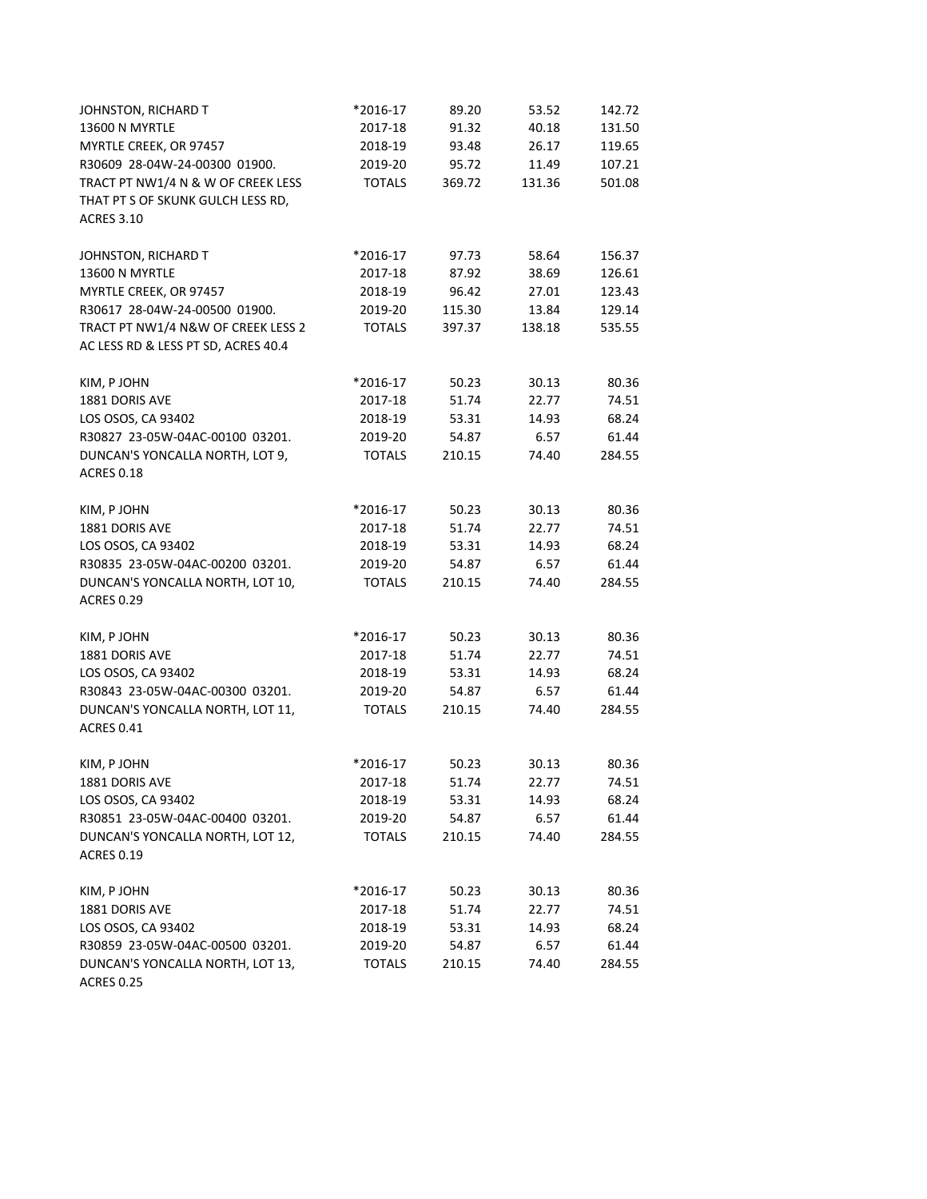| | | | | |
|---|---|---|---|---|
| JOHNSTON, RICHARD T | *2016-17 | 89.20 | 53.52 | 142.72 |
| 13600 N MYRTLE | 2017-18 | 91.32 | 40.18 | 131.50 |
| MYRTLE CREEK, OR 97457 | 2018-19 | 93.48 | 26.17 | 119.65 |
| R30609  28-04W-24-00300  01900. | 2019-20 | 95.72 | 11.49 | 107.21 |
| TRACT PT NW1/4 N & W OF CREEK LESS THAT PT S OF SKUNK GULCH LESS RD, ACRES 3.10 | TOTALS | 369.72 | 131.36 | 501.08 |
| | | | | |
| JOHNSTON, RICHARD T | *2016-17 | 97.73 | 58.64 | 156.37 |
| 13600 N MYRTLE | 2017-18 | 87.92 | 38.69 | 126.61 |
| MYRTLE CREEK, OR 97457 | 2018-19 | 96.42 | 27.01 | 123.43 |
| R30617  28-04W-24-00500  01900. | 2019-20 | 115.30 | 13.84 | 129.14 |
| TRACT PT NW1/4 N&W OF CREEK LESS 2 AC LESS RD & LESS PT SD, ACRES 40.4 | TOTALS | 397.37 | 138.18 | 535.55 |
| | | | | |
| KIM, P JOHN | *2016-17 | 50.23 | 30.13 | 80.36 |
| 1881 DORIS AVE | 2017-18 | 51.74 | 22.77 | 74.51 |
| LOS OSOS, CA 93402 | 2018-19 | 53.31 | 14.93 | 68.24 |
| R30827  23-05W-04AC-00100  03201. | 2019-20 | 54.87 | 6.57 | 61.44 |
| DUNCAN'S YONCALLA NORTH, LOT 9, ACRES 0.18 | TOTALS | 210.15 | 74.40 | 284.55 |
| | | | | |
| KIM, P JOHN | *2016-17 | 50.23 | 30.13 | 80.36 |
| 1881 DORIS AVE | 2017-18 | 51.74 | 22.77 | 74.51 |
| LOS OSOS, CA 93402 | 2018-19 | 53.31 | 14.93 | 68.24 |
| R30835  23-05W-04AC-00200  03201. | 2019-20 | 54.87 | 6.57 | 61.44 |
| DUNCAN'S YONCALLA NORTH, LOT 10, ACRES 0.29 | TOTALS | 210.15 | 74.40 | 284.55 |
| | | | | |
| KIM, P JOHN | *2016-17 | 50.23 | 30.13 | 80.36 |
| 1881 DORIS AVE | 2017-18 | 51.74 | 22.77 | 74.51 |
| LOS OSOS, CA 93402 | 2018-19 | 53.31 | 14.93 | 68.24 |
| R30843  23-05W-04AC-00300  03201. | 2019-20 | 54.87 | 6.57 | 61.44 |
| DUNCAN'S YONCALLA NORTH, LOT 11, ACRES 0.41 | TOTALS | 210.15 | 74.40 | 284.55 |
| | | | | |
| KIM, P JOHN | *2016-17 | 50.23 | 30.13 | 80.36 |
| 1881 DORIS AVE | 2017-18 | 51.74 | 22.77 | 74.51 |
| LOS OSOS, CA 93402 | 2018-19 | 53.31 | 14.93 | 68.24 |
| R30851  23-05W-04AC-00400  03201. | 2019-20 | 54.87 | 6.57 | 61.44 |
| DUNCAN'S YONCALLA NORTH, LOT 12, ACRES 0.19 | TOTALS | 210.15 | 74.40 | 284.55 |
| | | | | |
| KIM, P JOHN | *2016-17 | 50.23 | 30.13 | 80.36 |
| 1881 DORIS AVE | 2017-18 | 51.74 | 22.77 | 74.51 |
| LOS OSOS, CA 93402 | 2018-19 | 53.31 | 14.93 | 68.24 |
| R30859  23-05W-04AC-00500  03201. | 2019-20 | 54.87 | 6.57 | 61.44 |
| DUNCAN'S YONCALLA NORTH, LOT 13, ACRES 0.25 | TOTALS | 210.15 | 74.40 | 284.55 |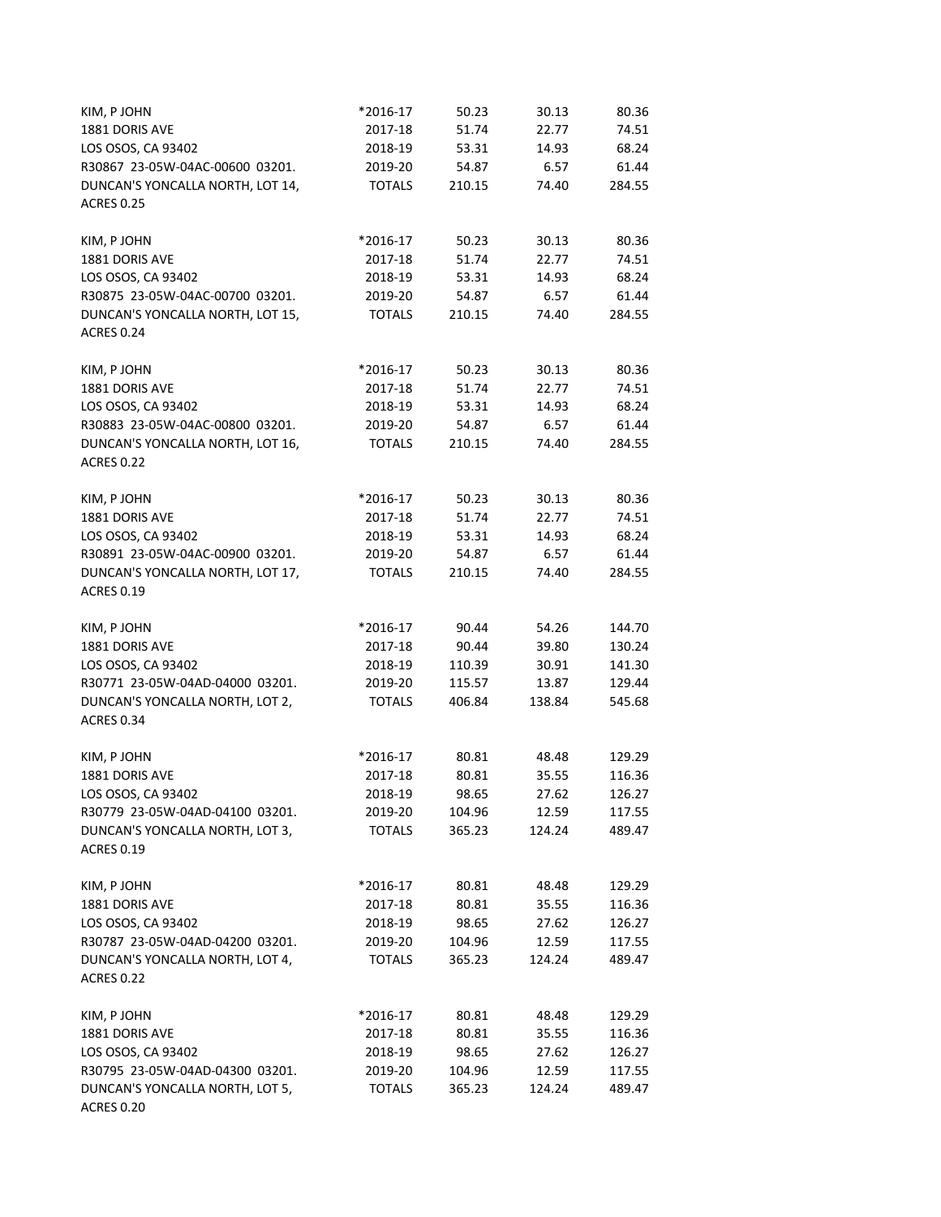| | | | | |
|---|---|---|---|---|
| KIM, P JOHN | *2016-17 | 50.23 | 30.13 | 80.36 |
| 1881 DORIS AVE | 2017-18 | 51.74 | 22.77 | 74.51 |
| LOS OSOS, CA 93402 | 2018-19 | 53.31 | 14.93 | 68.24 |
| R30867 23-05W-04AC-00600 03201. | 2019-20 | 54.87 | 6.57 | 61.44 |
| DUNCAN'S YONCALLA NORTH, LOT 14, ACRES 0.25 | TOTALS | 210.15 | 74.40 | 284.55 |

| | | | | |
|---|---|---|---|---|
| KIM, P JOHN | *2016-17 | 50.23 | 30.13 | 80.36 |
| 1881 DORIS AVE | 2017-18 | 51.74 | 22.77 | 74.51 |
| LOS OSOS, CA 93402 | 2018-19 | 53.31 | 14.93 | 68.24 |
| R30875 23-05W-04AC-00700 03201. | 2019-20 | 54.87 | 6.57 | 61.44 |
| DUNCAN'S YONCALLA NORTH, LOT 15, ACRES 0.24 | TOTALS | 210.15 | 74.40 | 284.55 |

| | | | | |
|---|---|---|---|---|
| KIM, P JOHN | *2016-17 | 50.23 | 30.13 | 80.36 |
| 1881 DORIS AVE | 2017-18 | 51.74 | 22.77 | 74.51 |
| LOS OSOS, CA 93402 | 2018-19 | 53.31 | 14.93 | 68.24 |
| R30883 23-05W-04AC-00800 03201. | 2019-20 | 54.87 | 6.57 | 61.44 |
| DUNCAN'S YONCALLA NORTH, LOT 16, ACRES 0.22 | TOTALS | 210.15 | 74.40 | 284.55 |

| | | | | |
|---|---|---|---|---|
| KIM, P JOHN | *2016-17 | 50.23 | 30.13 | 80.36 |
| 1881 DORIS AVE | 2017-18 | 51.74 | 22.77 | 74.51 |
| LOS OSOS, CA 93402 | 2018-19 | 53.31 | 14.93 | 68.24 |
| R30891 23-05W-04AC-00900 03201. | 2019-20 | 54.87 | 6.57 | 61.44 |
| DUNCAN'S YONCALLA NORTH, LOT 17, ACRES 0.19 | TOTALS | 210.15 | 74.40 | 284.55 |

| | | | | |
|---|---|---|---|---|
| KIM, P JOHN | *2016-17 | 90.44 | 54.26 | 144.70 |
| 1881 DORIS AVE | 2017-18 | 90.44 | 39.80 | 130.24 |
| LOS OSOS, CA 93402 | 2018-19 | 110.39 | 30.91 | 141.30 |
| R30771 23-05W-04AD-04000 03201. | 2019-20 | 115.57 | 13.87 | 129.44 |
| DUNCAN'S YONCALLA NORTH, LOT 2, ACRES 0.34 | TOTALS | 406.84 | 138.84 | 545.68 |

| | | | | |
|---|---|---|---|---|
| KIM, P JOHN | *2016-17 | 80.81 | 48.48 | 129.29 |
| 1881 DORIS AVE | 2017-18 | 80.81 | 35.55 | 116.36 |
| LOS OSOS, CA 93402 | 2018-19 | 98.65 | 27.62 | 126.27 |
| R30779 23-05W-04AD-04100 03201. | 2019-20 | 104.96 | 12.59 | 117.55 |
| DUNCAN'S YONCALLA NORTH, LOT 3, ACRES 0.19 | TOTALS | 365.23 | 124.24 | 489.47 |

| | | | | |
|---|---|---|---|---|
| KIM, P JOHN | *2016-17 | 80.81 | 48.48 | 129.29 |
| 1881 DORIS AVE | 2017-18 | 80.81 | 35.55 | 116.36 |
| LOS OSOS, CA 93402 | 2018-19 | 98.65 | 27.62 | 126.27 |
| R30787 23-05W-04AD-04200 03201. | 2019-20 | 104.96 | 12.59 | 117.55 |
| DUNCAN'S YONCALLA NORTH, LOT 4, ACRES 0.22 | TOTALS | 365.23 | 124.24 | 489.47 |

| | | | | |
|---|---|---|---|---|
| KIM, P JOHN | *2016-17 | 80.81 | 48.48 | 129.29 |
| 1881 DORIS AVE | 2017-18 | 80.81 | 35.55 | 116.36 |
| LOS OSOS, CA 93402 | 2018-19 | 98.65 | 27.62 | 126.27 |
| R30795 23-05W-04AD-04300 03201. | 2019-20 | 104.96 | 12.59 | 117.55 |
| DUNCAN'S YONCALLA NORTH, LOT 5, ACRES 0.20 | TOTALS | 365.23 | 124.24 | 489.47 |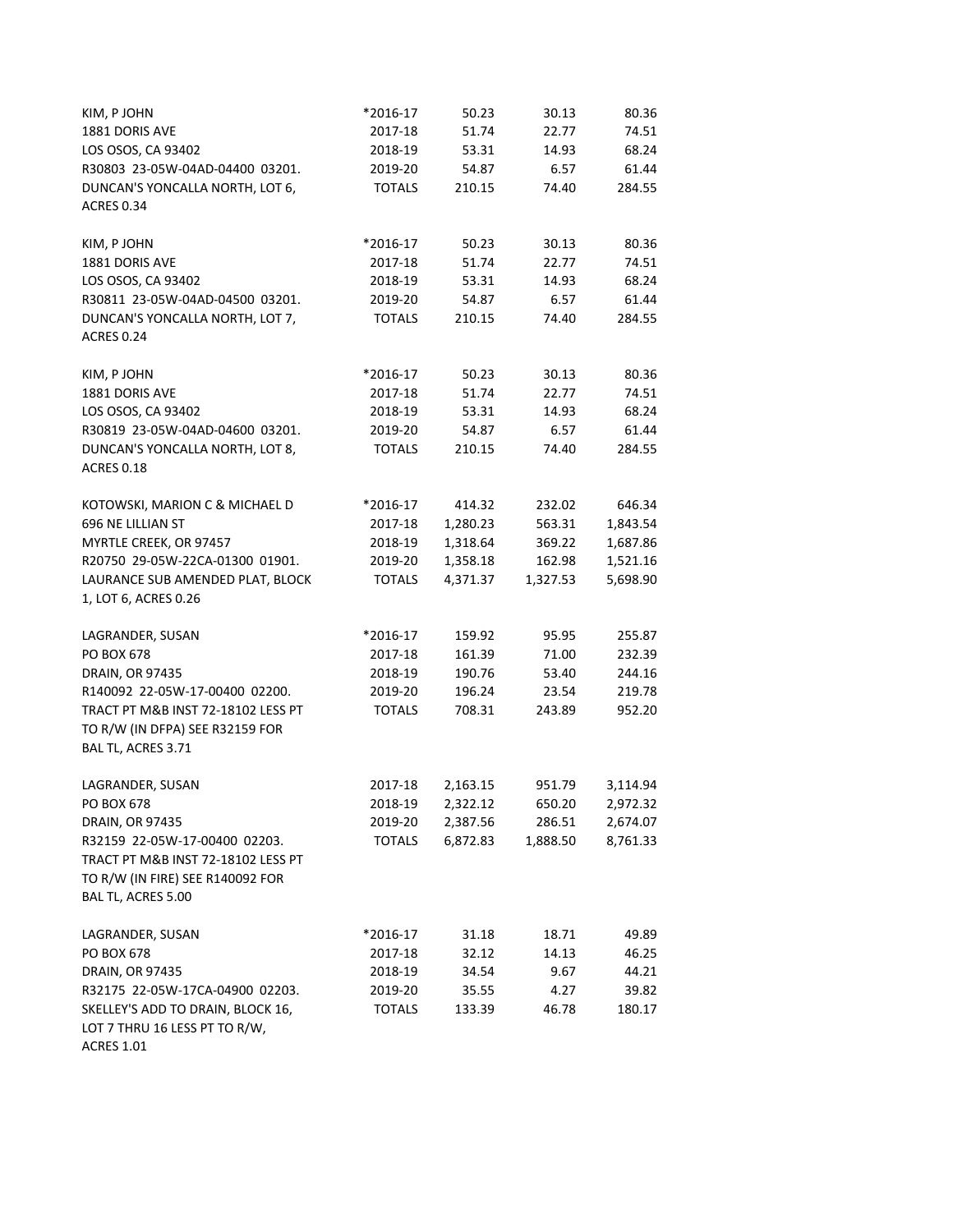KIM, P JOHN | *2016-17 | 50.23 | 30.13 | 80.36
1881 DORIS AVE | 2017-18 | 51.74 | 22.77 | 74.51
LOS OSOS, CA 93402 | 2018-19 | 53.31 | 14.93 | 68.24
R30803 23-05W-04AD-04400 03201. | 2019-20 | 54.87 | 6.57 | 61.44
DUNCAN'S YONCALLA NORTH, LOT 6, ACRES 0.34 | TOTALS | 210.15 | 74.40 | 284.55

| | | | | |
|---|---|---|---|---|
| KIM, P JOHN | *2016-17 | 50.23 | 30.13 | 80.36 |
| 1881 DORIS AVE | 2017-18 | 51.74 | 22.77 | 74.51 |
| LOS OSOS, CA 93402 | 2018-19 | 53.31 | 14.93 | 68.24 |
| R30803 23-05W-04AD-04400 03201. | 2019-20 | 54.87 | 6.57 | 61.44 |
| DUNCAN'S YONCALLA NORTH, LOT 6, ACRES 0.34 | TOTALS | 210.15 | 74.40 | 284.55 |

| | | | | |
|---|---|---|---|---|
| KIM, P JOHN | *2016-17 | 50.23 | 30.13 | 80.36 |
| 1881 DORIS AVE | 2017-18 | 51.74 | 22.77 | 74.51 |
| LOS OSOS, CA 93402 | 2018-19 | 53.31 | 14.93 | 68.24 |
| R30811 23-05W-04AD-04500 03201. | 2019-20 | 54.87 | 6.57 | 61.44 |
| DUNCAN'S YONCALLA NORTH, LOT 7, ACRES 0.24 | TOTALS | 210.15 | 74.40 | 284.55 |

| | | | | |
|---|---|---|---|---|
| KIM, P JOHN | *2016-17 | 50.23 | 30.13 | 80.36 |
| 1881 DORIS AVE | 2017-18 | 51.74 | 22.77 | 74.51 |
| LOS OSOS, CA 93402 | 2018-19 | 53.31 | 14.93 | 68.24 |
| R30819 23-05W-04AD-04600 03201. | 2019-20 | 54.87 | 6.57 | 61.44 |
| DUNCAN'S YONCALLA NORTH, LOT 8, ACRES 0.18 | TOTALS | 210.15 | 74.40 | 284.55 |

| | | | | |
|---|---|---|---|---|
| KOTOWSKI, MARION C & MICHAEL D | *2016-17 | 414.32 | 232.02 | 646.34 |
| 696 NE LILLIAN ST | 2017-18 | 1,280.23 | 563.31 | 1,843.54 |
| MYRTLE CREEK, OR 97457 | 2018-19 | 1,318.64 | 369.22 | 1,687.86 |
| R20750 29-05W-22CA-01300 01901. | 2019-20 | 1,358.18 | 162.98 | 1,521.16 |
| LAURANCE SUB AMENDED PLAT, BLOCK 1, LOT 6, ACRES 0.26 | TOTALS | 4,371.37 | 1,327.53 | 5,698.90 |

| | | | | |
|---|---|---|---|---|
| LAGRANDER, SUSAN | *2016-17 | 159.92 | 95.95 | 255.87 |
| PO BOX 678 | 2017-18 | 161.39 | 71.00 | 232.39 |
| DRAIN, OR 97435 | 2018-19 | 190.76 | 53.40 | 244.16 |
| R140092 22-05W-17-00400 02200. | 2019-20 | 196.24 | 23.54 | 219.78 |
| TRACT PT M&B INST 72-18102 LESS PT TO R/W (IN DFPA) SEE R32159 FOR BAL TL, ACRES 3.71 | TOTALS | 708.31 | 243.89 | 952.20 |

| | | | | |
|---|---|---|---|---|
| LAGRANDER, SUSAN | 2017-18 | 2,163.15 | 951.79 | 3,114.94 |
| PO BOX 678 | 2018-19 | 2,322.12 | 650.20 | 2,972.32 |
| DRAIN, OR 97435 | 2019-20 | 2,387.56 | 286.51 | 2,674.07 |
| R32159 22-05W-17-00400 02203. | TOTALS | 6,872.83 | 1,888.50 | 8,761.33 |
| TRACT PT M&B INST 72-18102 LESS PT TO R/W (IN FIRE) SEE R140092 FOR BAL TL, ACRES 5.00 | | | | |

| | | | | |
|---|---|---|---|---|
| LAGRANDER, SUSAN | *2016-17 | 31.18 | 18.71 | 49.89 |
| PO BOX 678 | 2017-18 | 32.12 | 14.13 | 46.25 |
| DRAIN, OR 97435 | 2018-19 | 34.54 | 9.67 | 44.21 |
| R32175 22-05W-17CA-04900 02203. | 2019-20 | 35.55 | 4.27 | 39.82 |
| SKELLEY'S ADD TO DRAIN, BLOCK 16, LOT 7 THRU 16 LESS PT TO R/W, ACRES 1.01 | TOTALS | 133.39 | 46.78 | 180.17 |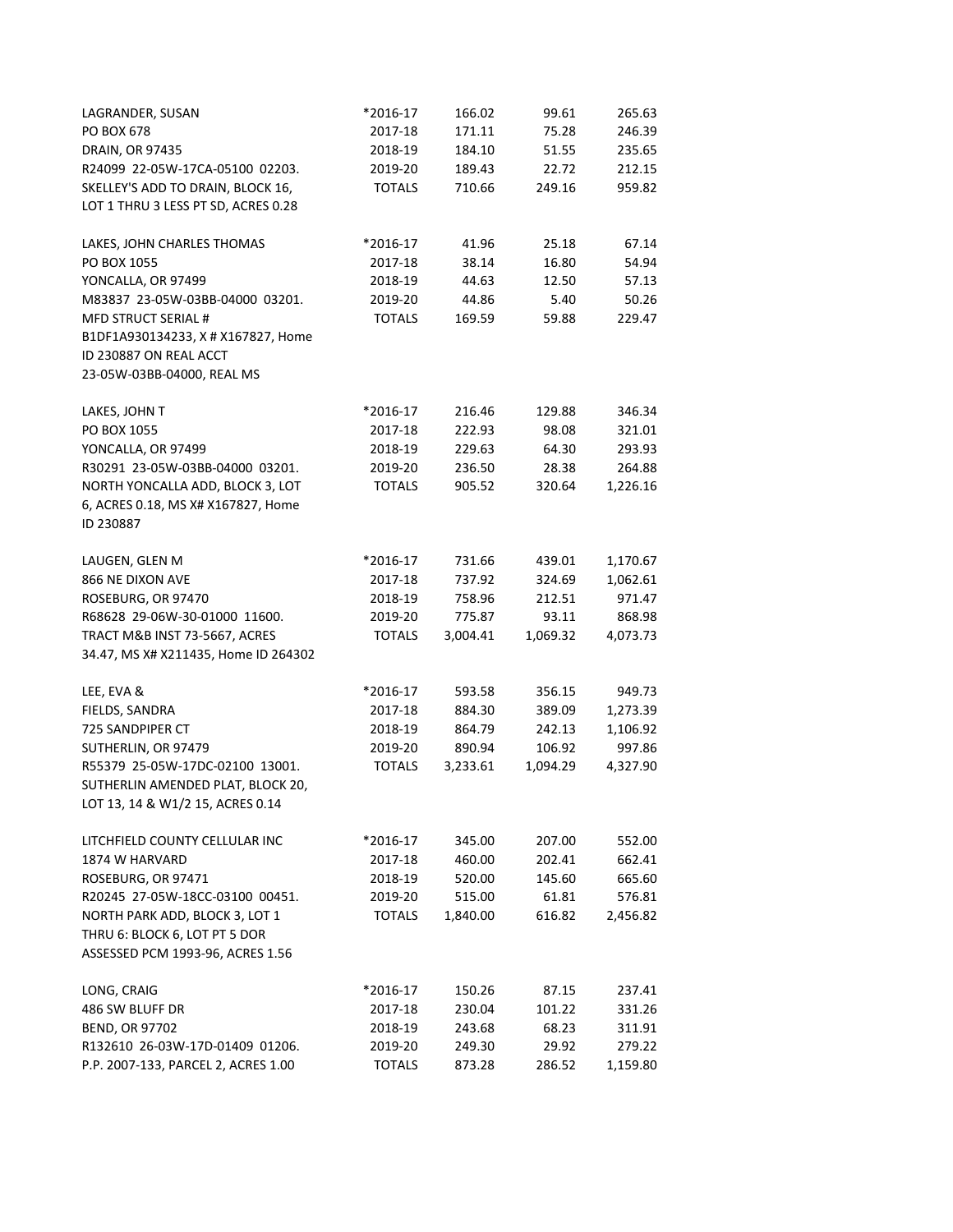| | | | | |
|---|---|---|---|---|
| LAGRANDER, SUSAN | *2016-17 | 166.02 | 99.61 | 265.63 |
| PO BOX 678 | 2017-18 | 171.11 | 75.28 | 246.39 |
| DRAIN, OR 97435 | 2018-19 | 184.10 | 51.55 | 235.65 |
| R24099 22-05W-17CA-05100 02203. | 2019-20 | 189.43 | 22.72 | 212.15 |
| SKELLEY'S ADD TO DRAIN, BLOCK 16, | TOTALS | 710.66 | 249.16 | 959.82 |
| LOT 1 THRU 3 LESS PT SD, ACRES 0.28 | | | | |
| | | | | |
| LAKES, JOHN CHARLES THOMAS | *2016-17 | 41.96 | 25.18 | 67.14 |
| PO BOX 1055 | 2017-18 | 38.14 | 16.80 | 54.94 |
| YONCALLA, OR 97499 | 2018-19 | 44.63 | 12.50 | 57.13 |
| M83837 23-05W-03BB-04000 03201. | 2019-20 | 44.86 | 5.40 | 50.26 |
| MFD STRUCT SERIAL # | TOTALS | 169.59 | 59.88 | 229.47 |
| B1DF1A930134233, X # X167827, Home | | | | |
| ID 230887 ON REAL ACCT | | | | |
| 23-05W-03BB-04000, REAL MS | | | | |
| | | | | |
| LAKES, JOHN T | *2016-17 | 216.46 | 129.88 | 346.34 |
| PO BOX 1055 | 2017-18 | 222.93 | 98.08 | 321.01 |
| YONCALLA, OR 97499 | 2018-19 | 229.63 | 64.30 | 293.93 |
| R30291 23-05W-03BB-04000 03201. | 2019-20 | 236.50 | 28.38 | 264.88 |
| NORTH YONCALLA ADD, BLOCK 3, LOT | TOTALS | 905.52 | 320.64 | 1,226.16 |
| 6, ACRES 0.18, MS X# X167827, Home | | | | |
| ID 230887 | | | | |
| | | | | |
| LAUGEN, GLEN M | *2016-17 | 731.66 | 439.01 | 1,170.67 |
| 866 NE DIXON AVE | 2017-18 | 737.92 | 324.69 | 1,062.61 |
| ROSEBURG, OR 97470 | 2018-19 | 758.96 | 212.51 | 971.47 |
| R68628 29-06W-30-01000 11600. | 2019-20 | 775.87 | 93.11 | 868.98 |
| TRACT M&B INST 73-5667, ACRES | TOTALS | 3,004.41 | 1,069.32 | 4,073.73 |
| 34.47, MS X# X211435, Home ID 264302 | | | | |
| | | | | |
| LEE, EVA & | *2016-17 | 593.58 | 356.15 | 949.73 |
| FIELDS, SANDRA | 2017-18 | 884.30 | 389.09 | 1,273.39 |
| 725 SANDPIPER CT | 2018-19 | 864.79 | 242.13 | 1,106.92 |
| SUTHERLIN, OR 97479 | 2019-20 | 890.94 | 106.92 | 997.86 |
| R55379 25-05W-17DC-02100 13001. | TOTALS | 3,233.61 | 1,094.29 | 4,327.90 |
| SUTHERLIN AMENDED PLAT, BLOCK 20, | | | | |
| LOT 13, 14 & W1/2 15, ACRES 0.14 | | | | |
| | | | | |
| LITCHFIELD COUNTY CELLULAR INC | *2016-17 | 345.00 | 207.00 | 552.00 |
| 1874 W HARVARD | 2017-18 | 460.00 | 202.41 | 662.41 |
| ROSEBURG, OR 97471 | 2018-19 | 520.00 | 145.60 | 665.60 |
| R20245 27-05W-18CC-03100 00451. | 2019-20 | 515.00 | 61.81 | 576.81 |
| NORTH PARK ADD, BLOCK 3, LOT 1 | TOTALS | 1,840.00 | 616.82 | 2,456.82 |
| THRU 6: BLOCK 6, LOT PT 5 DOR | | | | |
| ASSESSED PCM 1993-96, ACRES 1.56 | | | | |
| | | | | |
| LONG, CRAIG | *2016-17 | 150.26 | 87.15 | 237.41 |
| 486 SW BLUFF DR | 2017-18 | 230.04 | 101.22 | 331.26 |
| BEND, OR 97702 | 2018-19 | 243.68 | 68.23 | 311.91 |
| R132610 26-03W-17D-01409 01206. | 2019-20 | 249.30 | 29.92 | 279.22 |
| P.P. 2007-133, PARCEL 2, ACRES 1.00 | TOTALS | 873.28 | 286.52 | 1,159.80 |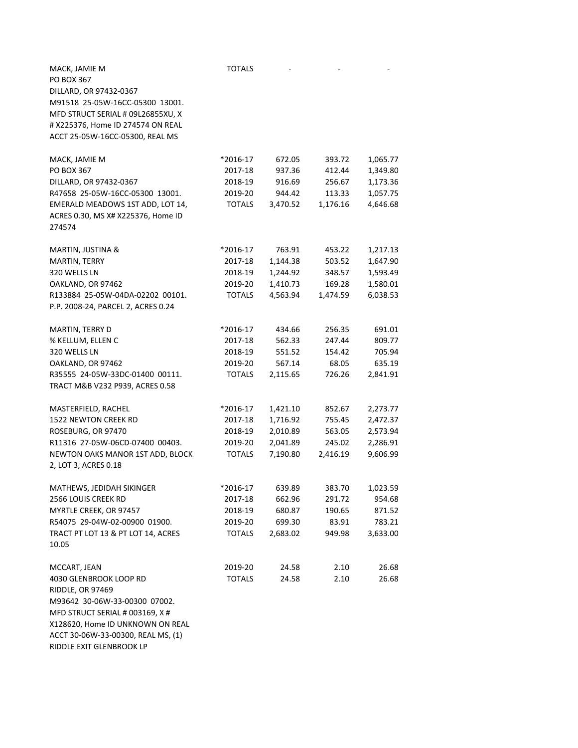| | | | | |
|---|---|---|---|---|
| MACK, JAMIE M<br>PO BOX 367<br>DILLARD, OR 97432-0367<br>M91518 25-05W-16CC-05300 13001.<br>MFD STRUCT SERIAL # 09L26855XU, X # X225376, Home ID 274574 ON REAL ACCT 25-05W-16CC-05300, REAL MS | TOTALS | - | - | - |
| MACK, JAMIE M<br>PO BOX 367<br>DILLARD, OR 97432-0367<br>R47658 25-05W-16CC-05300 13001.<br>EMERALD MEADOWS 1ST ADD, LOT 14, ACRES 0.30, MS X# X225376, Home ID 274574 | *2016-17<br>2017-18<br>2018-19<br>2019-20<br>TOTALS | 672.05<br>937.36<br>916.69<br>944.42<br>3,470.52 | 393.72<br>412.44<br>256.67<br>113.33<br>1,176.16 | 1,065.77<br>1,349.80<br>1,173.36<br>1,057.75<br>4,646.68 |
| MARTIN, JUSTINA &<br>MARTIN, TERRY<br>320 WELLS LN<br>OAKLAND, OR 97462<br>R133884 25-05W-04DA-02202 00101.<br>P.P. 2008-24, PARCEL 2, ACRES 0.24 | *2016-17<br>2017-18<br>2018-19<br>2019-20<br>TOTALS | 763.91<br>1,144.38<br>1,244.92<br>1,410.73<br>4,563.94 | 453.22<br>503.52<br>348.57<br>169.28<br>1,474.59 | 1,217.13<br>1,647.90<br>1,593.49<br>1,580.01<br>6,038.53 |
| MARTIN, TERRY D<br>% KELLUM, ELLEN C<br>320 WELLS LN<br>OAKLAND, OR 97462<br>R35555 24-05W-33DC-01400 00111.<br>TRACT M&B V232 P939, ACRES 0.58 | *2016-17<br>2017-18<br>2018-19<br>2019-20<br>TOTALS | 434.66<br>562.33<br>551.52<br>567.14<br>2,115.65 | 256.35<br>247.44<br>154.42<br>68.05<br>726.26 | 691.01<br>809.77<br>705.94<br>635.19<br>2,841.91 |
| MASTERFIELD, RACHEL<br>1522 NEWTON CREEK RD<br>ROSEBURG, OR 97470<br>R11316 27-05W-06CD-07400 00403.<br>NEWTON OAKS MANOR 1ST ADD, BLOCK 2, LOT 3, ACRES 0.18 | *2016-17<br>2017-18<br>2018-19<br>2019-20<br>TOTALS | 1,421.10<br>1,716.92<br>2,010.89<br>2,041.89<br>7,190.80 | 852.67<br>755.45<br>563.05<br>245.02<br>2,416.19 | 2,273.77<br>2,472.37<br>2,573.94<br>2,286.91<br>9,606.99 |
| MATHEWS, JEDIDAH SIKINGER<br>2566 LOUIS CREEK RD<br>MYRTLE CREEK, OR 97457<br>R54075 29-04W-02-00900 01900.<br>TRACT PT LOT 13 & PT LOT 14, ACRES 10.05 | *2016-17<br>2017-18<br>2018-19<br>2019-20<br>TOTALS | 639.89<br>662.96<br>680.87<br>699.30<br>2,683.02 | 383.70<br>291.72<br>190.65<br>83.91<br>949.98 | 1,023.59<br>954.68<br>871.52<br>783.21<br>3,633.00 |
| MCCART, JEAN<br>4030 GLENBROOK LOOP RD<br>RIDDLE, OR 97469<br>M93642 30-06W-33-00300 07002.<br>MFD STRUCT SERIAL # 003169, X # X128620, Home ID UNKNOWN ON REAL ACCT 30-06W-33-00300, REAL MS, (1) RIDDLE EXIT GLENBROOK LP | 2019-20<br>TOTALS | 24.58<br>24.58 | 2.10<br>2.10 | 26.68<br>26.68 |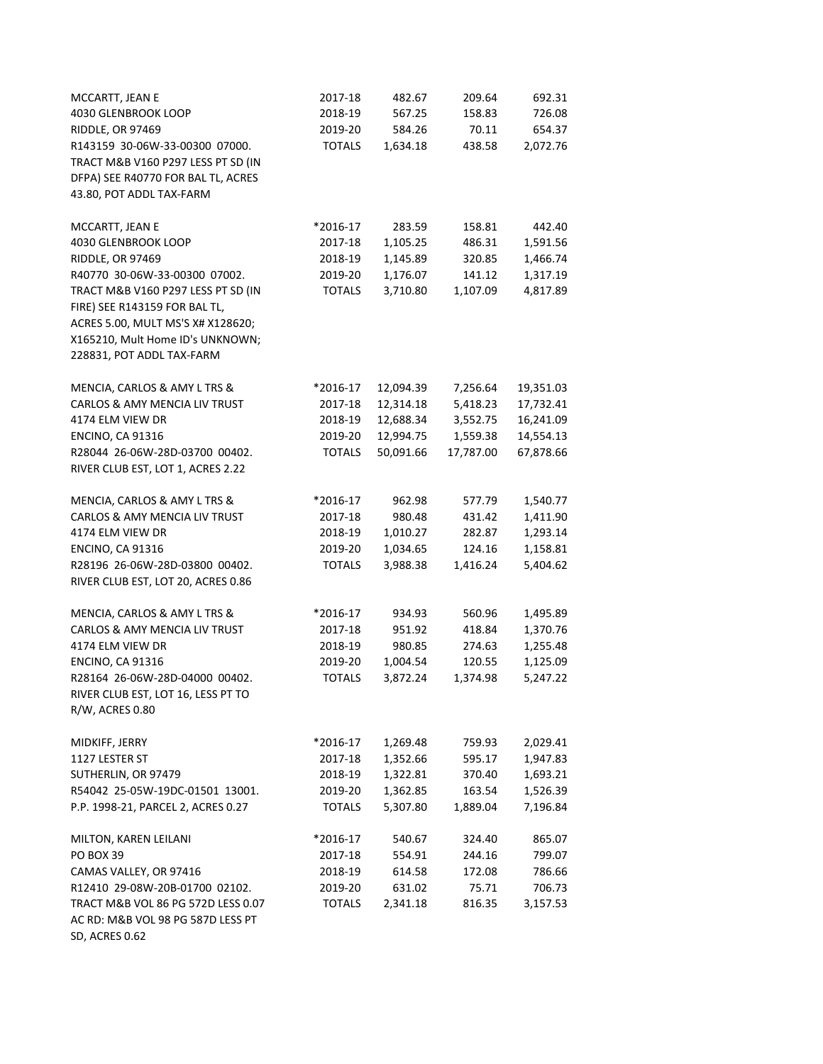| | | | | |
|---|---|---|---|---|
| MCCARTT, JEAN E | 2017-18 | 482.67 | 209.64 | 692.31 |
| 4030 GLENBROOK LOOP | 2018-19 | 567.25 | 158.83 | 726.08 |
| RIDDLE, OR 97469 | 2019-20 | 584.26 | 70.11 | 654.37 |
| R143159 30-06W-33-00300 07000. | TOTALS | 1,634.18 | 438.58 | 2,072.76 |
| TRACT M&B V160 P297 LESS PT SD (IN DFPA) SEE R40770 FOR BAL TL, ACRES 43.80, POT ADDL TAX-FARM | | | | |
| | | | | |
| MCCARTT, JEAN E | *2016-17 | 283.59 | 158.81 | 442.40 |
| 4030 GLENBROOK LOOP | 2017-18 | 1,105.25 | 486.31 | 1,591.56 |
| RIDDLE, OR 97469 | 2018-19 | 1,145.89 | 320.85 | 1,466.74 |
| R40770 30-06W-33-00300 07002. | 2019-20 | 1,176.07 | 141.12 | 1,317.19 |
| TRACT M&B V160 P297 LESS PT SD (IN FIRE) SEE R143159 FOR BAL TL, ACRES 5.00, MULT MS'S X# X128620; X165210, Mult Home ID's UNKNOWN; 228831, POT ADDL TAX-FARM | TOTALS | 3,710.80 | 1,107.09 | 4,817.89 |
| | | | | |
| MENCIA, CARLOS & AMY L TRS & | *2016-17 | 12,094.39 | 7,256.64 | 19,351.03 |
| CARLOS & AMY MENCIA LIV TRUST | 2017-18 | 12,314.18 | 5,418.23 | 17,732.41 |
| 4174 ELM VIEW DR | 2018-19 | 12,688.34 | 3,552.75 | 16,241.09 |
| ENCINO, CA 91316 | 2019-20 | 12,994.75 | 1,559.38 | 14,554.13 |
| R28044 26-06W-28D-03700 00402. | TOTALS | 50,091.66 | 17,787.00 | 67,878.66 |
| RIVER CLUB EST, LOT 1, ACRES 2.22 | | | | |
| | | | | |
| MENCIA, CARLOS & AMY L TRS & | *2016-17 | 962.98 | 577.79 | 1,540.77 |
| CARLOS & AMY MENCIA LIV TRUST | 2017-18 | 980.48 | 431.42 | 1,411.90 |
| 4174 ELM VIEW DR | 2018-19 | 1,010.27 | 282.87 | 1,293.14 |
| ENCINO, CA 91316 | 2019-20 | 1,034.65 | 124.16 | 1,158.81 |
| R28196 26-06W-28D-03800 00402. | TOTALS | 3,988.38 | 1,416.24 | 5,404.62 |
| RIVER CLUB EST, LOT 20, ACRES 0.86 | | | | |
| | | | | |
| MENCIA, CARLOS & AMY L TRS & | *2016-17 | 934.93 | 560.96 | 1,495.89 |
| CARLOS & AMY MENCIA LIV TRUST | 2017-18 | 951.92 | 418.84 | 1,370.76 |
| 4174 ELM VIEW DR | 2018-19 | 980.85 | 274.63 | 1,255.48 |
| ENCINO, CA 91316 | 2019-20 | 1,004.54 | 120.55 | 1,125.09 |
| R28164 26-06W-28D-04000 00402. | TOTALS | 3,872.24 | 1,374.98 | 5,247.22 |
| RIVER CLUB EST, LOT 16, LESS PT TO R/W, ACRES 0.80 | | | | |
| | | | | |
| MIDKIFF, JERRY | *2016-17 | 1,269.48 | 759.93 | 2,029.41 |
| 1127 LESTER ST | 2017-18 | 1,352.66 | 595.17 | 1,947.83 |
| SUTHERLIN, OR 97479 | 2018-19 | 1,322.81 | 370.40 | 1,693.21 |
| R54042 25-05W-19DC-01501 13001. | 2019-20 | 1,362.85 | 163.54 | 1,526.39 |
| P.P. 1998-21, PARCEL 2, ACRES 0.27 | TOTALS | 5,307.80 | 1,889.04 | 7,196.84 |
| | | | | |
| MILTON, KAREN LEILANI | *2016-17 | 540.67 | 324.40 | 865.07 |
| PO BOX 39 | 2017-18 | 554.91 | 244.16 | 799.07 |
| CAMAS VALLEY, OR 97416 | 2018-19 | 614.58 | 172.08 | 786.66 |
| R12410 29-08W-20B-01700 02102. | 2019-20 | 631.02 | 75.71 | 706.73 |
| TRACT M&B VOL 86 PG 572D LESS 0.07 AC RD: M&B VOL 98 PG 587D LESS PT SD, ACRES 0.62 | TOTALS | 2,341.18 | 816.35 | 3,157.53 |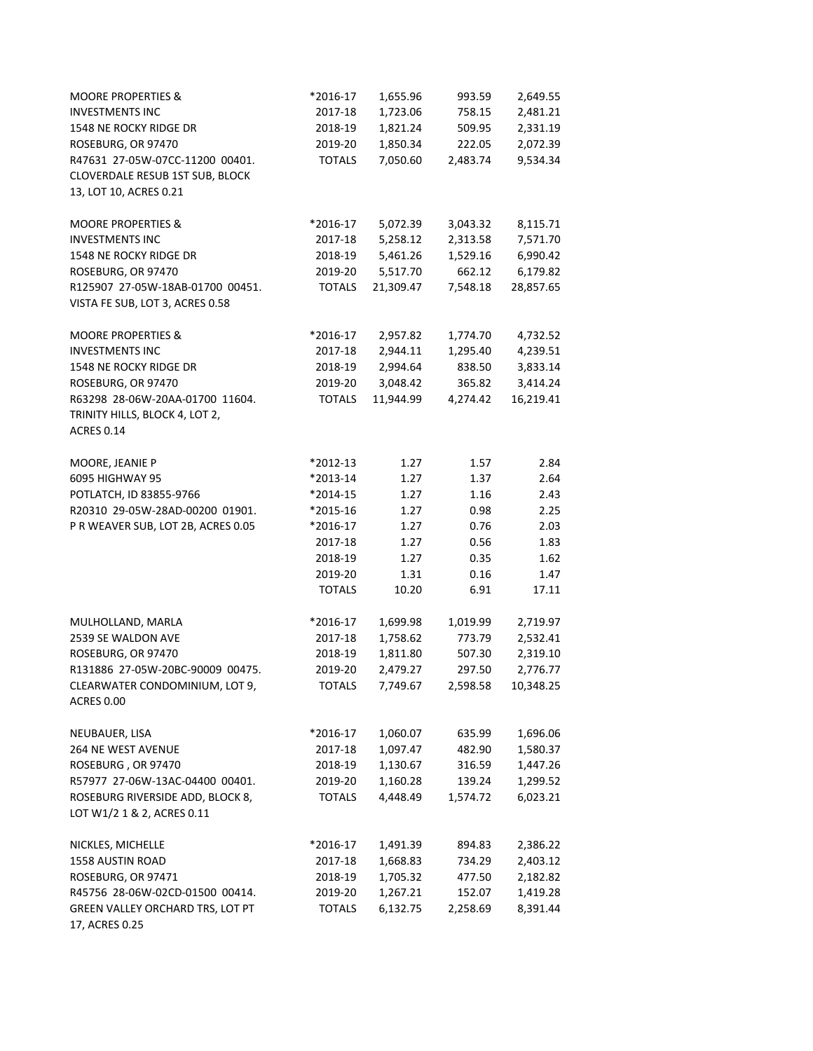| | | | | |
|---|---|---|---|---|
| MOORE PROPERTIES & | *2016-17 | 1,655.96 | 993.59 | 2,649.55 |
| INVESTMENTS INC | 2017-18 | 1,723.06 | 758.15 | 2,481.21 |
| 1548 NE ROCKY RIDGE DR | 2018-19 | 1,821.24 | 509.95 | 2,331.19 |
| ROSEBURG, OR 97470 | 2019-20 | 1,850.34 | 222.05 | 2,072.39 |
| R47631 27-05W-07CC-11200 00401. | TOTALS | 7,050.60 | 2,483.74 | 9,534.34 |
| CLOVERDALE RESUB 1ST SUB, BLOCK 13, LOT 10, ACRES 0.21 | | | | |
| | | | | |
| MOORE PROPERTIES & | *2016-17 | 5,072.39 | 3,043.32 | 8,115.71 |
| INVESTMENTS INC | 2017-18 | 5,258.12 | 2,313.58 | 7,571.70 |
| 1548 NE ROCKY RIDGE DR | 2018-19 | 5,461.26 | 1,529.16 | 6,990.42 |
| ROSEBURG, OR 97470 | 2019-20 | 5,517.70 | 662.12 | 6,179.82 |
| R125907 27-05W-18AB-01700 00451. | TOTALS | 21,309.47 | 7,548.18 | 28,857.65 |
| VISTA FE SUB, LOT 3, ACRES 0.58 | | | | |
| | | | | |
| MOORE PROPERTIES & | *2016-17 | 2,957.82 | 1,774.70 | 4,732.52 |
| INVESTMENTS INC | 2017-18 | 2,944.11 | 1,295.40 | 4,239.51 |
| 1548 NE ROCKY RIDGE DR | 2018-19 | 2,994.64 | 838.50 | 3,833.14 |
| ROSEBURG, OR 97470 | 2019-20 | 3,048.42 | 365.82 | 3,414.24 |
| R63298 28-06W-20AA-01700 11604. | TOTALS | 11,944.99 | 4,274.42 | 16,219.41 |
| TRINITY HILLS, BLOCK 4, LOT 2, ACRES 0.14 | | | | |
| | | | | |
| MOORE, JEANIE P | *2012-13 | 1.27 | 1.57 | 2.84 |
| 6095 HIGHWAY 95 | *2013-14 | 1.27 | 1.37 | 2.64 |
| POTLATCH, ID 83855-9766 | *2014-15 | 1.27 | 1.16 | 2.43 |
| R20310 29-05W-28AD-00200 01901. | *2015-16 | 1.27 | 0.98 | 2.25 |
| P R WEAVER SUB, LOT 2B, ACRES 0.05 | *2016-17 | 1.27 | 0.76 | 2.03 |
| | 2017-18 | 1.27 | 0.56 | 1.83 |
| | 2018-19 | 1.27 | 0.35 | 1.62 |
| | 2019-20 | 1.31 | 0.16 | 1.47 |
| | TOTALS | 10.20 | 6.91 | 17.11 |
| | | | | |
| MULHOLLAND, MARLA | *2016-17 | 1,699.98 | 1,019.99 | 2,719.97 |
| 2539 SE WALDON AVE | 2017-18 | 1,758.62 | 773.79 | 2,532.41 |
| ROSEBURG, OR 97470 | 2018-19 | 1,811.80 | 507.30 | 2,319.10 |
| R131886 27-05W-20BC-90009 00475. | 2019-20 | 2,479.27 | 297.50 | 2,776.77 |
| CLEARWATER CONDOMINIUM, LOT 9, ACRES 0.00 | TOTALS | 7,749.67 | 2,598.58 | 10,348.25 |
| | | | | |
| NEUBAUER, LISA | *2016-17 | 1,060.07 | 635.99 | 1,696.06 |
| 264 NE WEST AVENUE | 2017-18 | 1,097.47 | 482.90 | 1,580.37 |
| ROSEBURG , OR 97470 | 2018-19 | 1,130.67 | 316.59 | 1,447.26 |
| R57977 27-06W-13AC-04400 00401. | 2019-20 | 1,160.28 | 139.24 | 1,299.52 |
| ROSEBURG RIVERSIDE ADD, BLOCK 8, LOT W1/2 1 & 2, ACRES 0.11 | TOTALS | 4,448.49 | 1,574.72 | 6,023.21 |
| | | | | |
| NICKLES, MICHELLE | *2016-17 | 1,491.39 | 894.83 | 2,386.22 |
| 1558 AUSTIN ROAD | 2017-18 | 1,668.83 | 734.29 | 2,403.12 |
| ROSEBURG, OR 97471 | 2018-19 | 1,705.32 | 477.50 | 2,182.82 |
| R45756 28-06W-02CD-01500 00414. | 2019-20 | 1,267.21 | 152.07 | 1,419.28 |
| GREEN VALLEY ORCHARD TRS, LOT PT 17, ACRES 0.25 | TOTALS | 6,132.75 | 2,258.69 | 8,391.44 |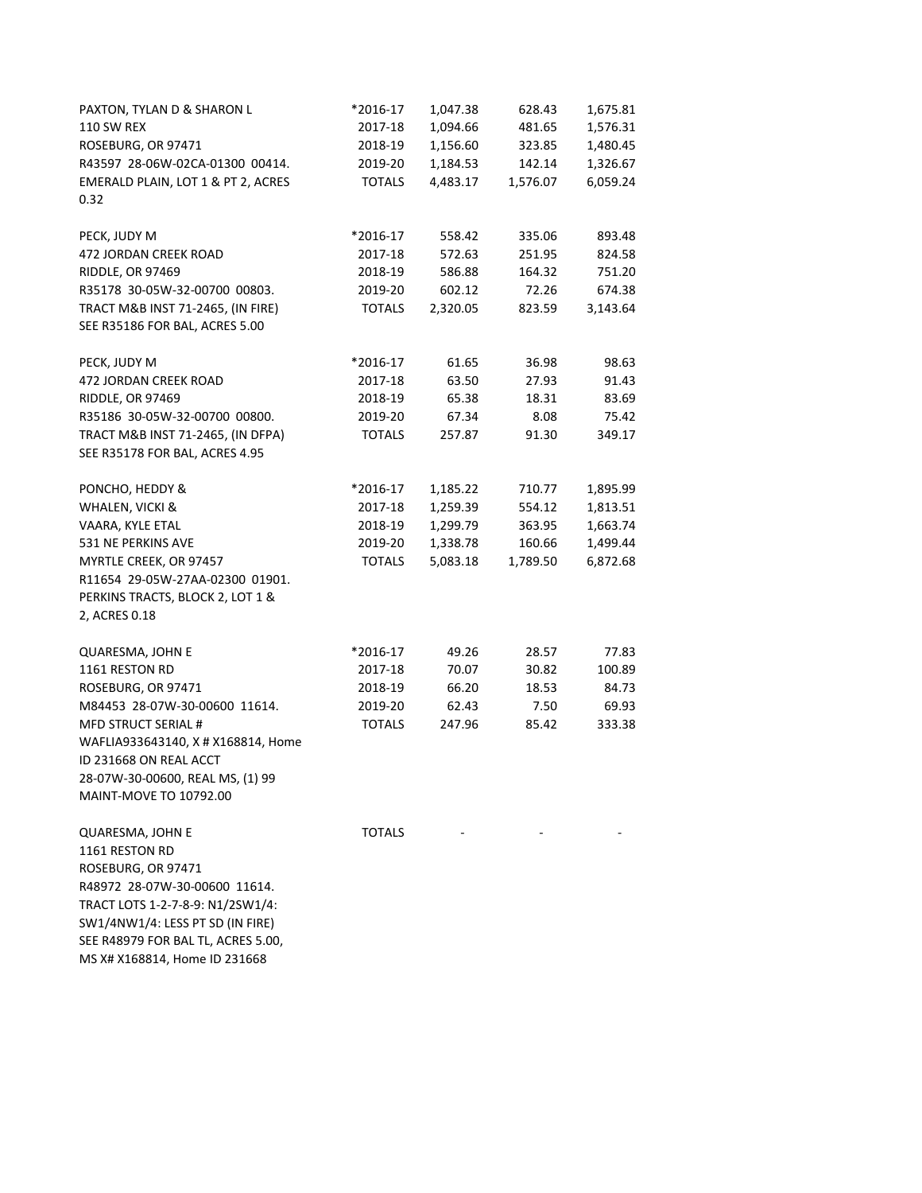| | | | | |
|---|---|---|---|---|
| PAXTON, TYLAN D & SHARON L | *2016-17 | 1,047.38 | 628.43 | 1,675.81 |
| 110 SW REX | 2017-18 | 1,094.66 | 481.65 | 1,576.31 |
| ROSEBURG, OR 97471 | 2018-19 | 1,156.60 | 323.85 | 1,480.45 |
| R43597 28-06W-02CA-01300 00414. | 2019-20 | 1,184.53 | 142.14 | 1,326.67 |
| EMERALD PLAIN, LOT 1 & PT 2, ACRES 0.32 | TOTALS | 4,483.17 | 1,576.07 | 6,059.24 |
| | | | | |
| PECK, JUDY M | *2016-17 | 558.42 | 335.06 | 893.48 |
| 472 JORDAN CREEK ROAD | 2017-18 | 572.63 | 251.95 | 824.58 |
| RIDDLE, OR 97469 | 2018-19 | 586.88 | 164.32 | 751.20 |
| R35178 30-05W-32-00700 00803. | 2019-20 | 602.12 | 72.26 | 674.38 |
| TRACT M&B INST 71-2465, (IN FIRE) SEE R35186 FOR BAL, ACRES 5.00 | TOTALS | 2,320.05 | 823.59 | 3,143.64 |
| | | | | |
| PECK, JUDY M | *2016-17 | 61.65 | 36.98 | 98.63 |
| 472 JORDAN CREEK ROAD | 2017-18 | 63.50 | 27.93 | 91.43 |
| RIDDLE, OR 97469 | 2018-19 | 65.38 | 18.31 | 83.69 |
| R35186 30-05W-32-00700 00800. | 2019-20 | 67.34 | 8.08 | 75.42 |
| TRACT M&B INST 71-2465, (IN DFPA) SEE R35178 FOR BAL, ACRES 4.95 | TOTALS | 257.87 | 91.30 | 349.17 |
| | | | | |
| PONCHO, HEDDY & | *2016-17 | 1,185.22 | 710.77 | 1,895.99 |
| WHALEN, VICKI & | 2017-18 | 1,259.39 | 554.12 | 1,813.51 |
| VAARA, KYLE ETAL | 2018-19 | 1,299.79 | 363.95 | 1,663.74 |
| 531 NE PERKINS AVE | 2019-20 | 1,338.78 | 160.66 | 1,499.44 |
| MYRTLE CREEK, OR 97457 R11654 29-05W-27AA-02300 01901. PERKINS TRACTS, BLOCK 2, LOT 1 & 2, ACRES 0.18 | TOTALS | 5,083.18 | 1,789.50 | 6,872.68 |
| | | | | |
| QUARESMA, JOHN E | *2016-17 | 49.26 | 28.57 | 77.83 |
| 1161 RESTON RD | 2017-18 | 70.07 | 30.82 | 100.89 |
| ROSEBURG, OR 97471 | 2018-19 | 66.20 | 18.53 | 84.73 |
| M84453 28-07W-30-00600 11614. | 2019-20 | 62.43 | 7.50 | 69.93 |
| MFD STRUCT SERIAL # WAFLIA933643140, X # X168814, Home ID 231668 ON REAL ACCT 28-07W-30-00600, REAL MS, (1) 99 MAINT-MOVE TO 10792.00 | TOTALS | 247.96 | 85.42 | 333.38 |
| | | | | |
| QUARESMA, JOHN E 1161 RESTON RD ROSEBURG, OR 97471 R48972 28-07W-30-00600 11614. TRACT LOTS 1-2-7-8-9: N1/2SW1/4: SW1/4NW1/4: LESS PT SD (IN FIRE) SEE R48979 FOR BAL TL, ACRES 5.00, MS X# X168814, Home ID 231668 | TOTALS | - | - | - |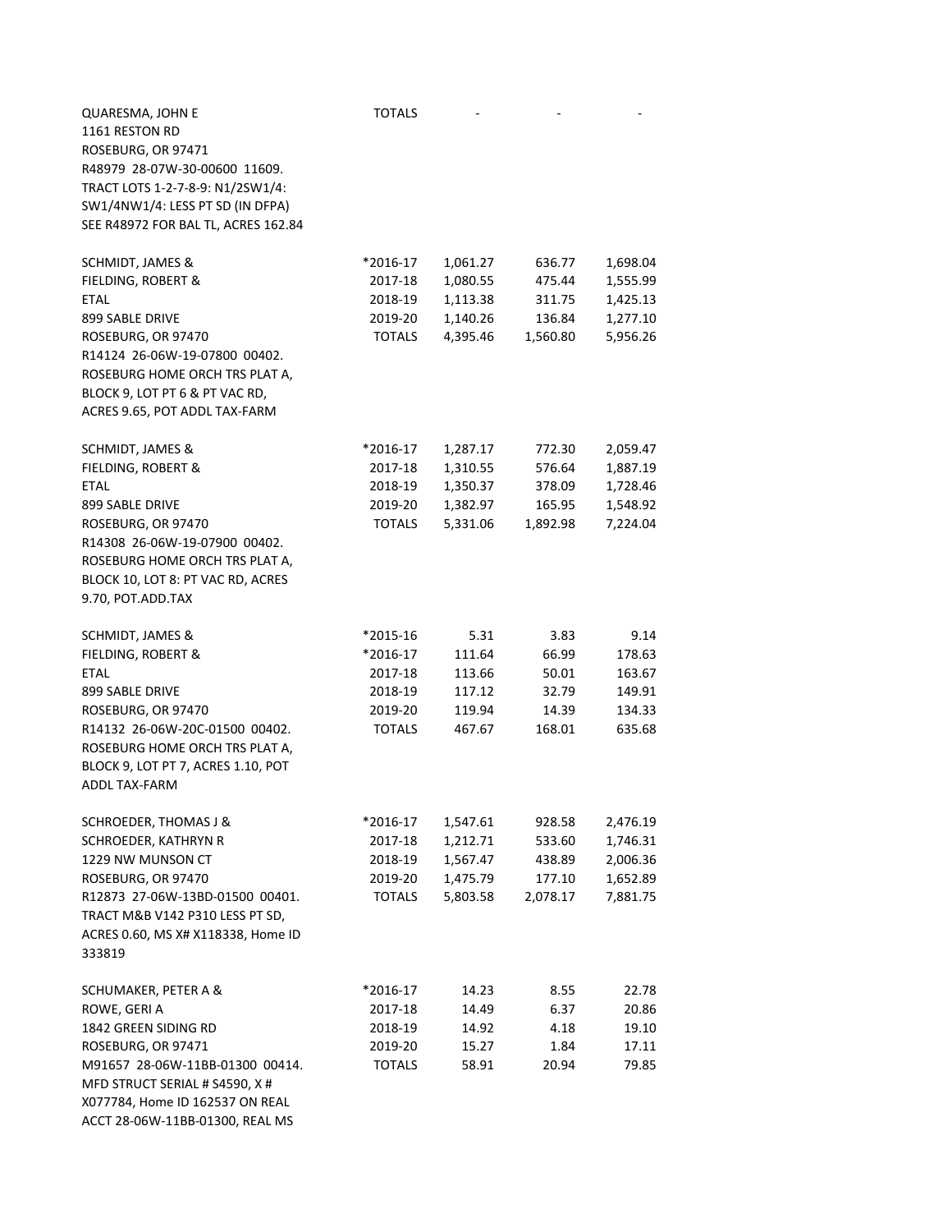| Owner / Property | Year | Tax | Interest | Total |
|---|---|---|---|---|
| QUARESMA, JOHN E | TOTALS | - | - | - |
| 1161 RESTON RD | | | | |
| ROSEBURG, OR 97471 | | | | |
| R48979 28-07W-30-00600 11609. | | | | |
| TRACT LOTS 1-2-7-8-9: N1/2SW1/4: | | | | |
| SW1/4NW1/4: LESS PT SD (IN DFPA) | | | | |
| SEE R48972 FOR BAL TL, ACRES 162.84 | | | | |
| | | | | |
| SCHMIDT, JAMES & | *2016-17 | 1,061.27 | 636.77 | 1,698.04 |
| FIELDING, ROBERT & | 2017-18 | 1,080.55 | 475.44 | 1,555.99 |
| ETAL | 2018-19 | 1,113.38 | 311.75 | 1,425.13 |
| 899 SABLE DRIVE | 2019-20 | 1,140.26 | 136.84 | 1,277.10 |
| ROSEBURG, OR 97470 | TOTALS | 4,395.46 | 1,560.80 | 5,956.26 |
| R14124 26-06W-19-07800 00402. | | | | |
| ROSEBURG HOME ORCH TRS PLAT A, | | | | |
| BLOCK 9, LOT PT 6 & PT VAC RD, | | | | |
| ACRES 9.65, POT ADDL TAX-FARM | | | | |
| | | | | |
| SCHMIDT, JAMES & | *2016-17 | 1,287.17 | 772.30 | 2,059.47 |
| FIELDING, ROBERT & | 2017-18 | 1,310.55 | 576.64 | 1,887.19 |
| ETAL | 2018-19 | 1,350.37 | 378.09 | 1,728.46 |
| 899 SABLE DRIVE | 2019-20 | 1,382.97 | 165.95 | 1,548.92 |
| ROSEBURG, OR 97470 | TOTALS | 5,331.06 | 1,892.98 | 7,224.04 |
| R14308 26-06W-19-07900 00402. | | | | |
| ROSEBURG HOME ORCH TRS PLAT A, | | | | |
| BLOCK 10, LOT 8: PT VAC RD, ACRES | | | | |
| 9.70, POT.ADD.TAX | | | | |
| | | | | |
| SCHMIDT, JAMES & | *2015-16 | 5.31 | 3.83 | 9.14 |
| FIELDING, ROBERT & | *2016-17 | 111.64 | 66.99 | 178.63 |
| ETAL | 2017-18 | 113.66 | 50.01 | 163.67 |
| 899 SABLE DRIVE | 2018-19 | 117.12 | 32.79 | 149.91 |
| ROSEBURG, OR 97470 | 2019-20 | 119.94 | 14.39 | 134.33 |
| R14132 26-06W-20C-01500 00402. | TOTALS | 467.67 | 168.01 | 635.68 |
| ROSEBURG HOME ORCH TRS PLAT A, | | | | |
| BLOCK 9, LOT PT 7, ACRES 1.10, POT | | | | |
| ADDL TAX-FARM | | | | |
| | | | | |
| SCHROEDER, THOMAS J & | *2016-17 | 1,547.61 | 928.58 | 2,476.19 |
| SCHROEDER, KATHRYN R | 2017-18 | 1,212.71 | 533.60 | 1,746.31 |
| 1229 NW MUNSON CT | 2018-19 | 1,567.47 | 438.89 | 2,006.36 |
| ROSEBURG, OR 97470 | 2019-20 | 1,475.79 | 177.10 | 1,652.89 |
| R12873 27-06W-13BD-01500 00401. | TOTALS | 5,803.58 | 2,078.17 | 7,881.75 |
| TRACT M&B V142 P310 LESS PT SD, | | | | |
| ACRES 0.60, MS X# X118338, Home ID | | | | |
| 333819 | | | | |
| | | | | |
| SCHUMAKER, PETER A & | *2016-17 | 14.23 | 8.55 | 22.78 |
| ROWE, GERI A | 2017-18 | 14.49 | 6.37 | 20.86 |
| 1842 GREEN SIDING RD | 2018-19 | 14.92 | 4.18 | 19.10 |
| ROSEBURG, OR 97471 | 2019-20 | 15.27 | 1.84 | 17.11 |
| M91657 28-06W-11BB-01300 00414. | TOTALS | 58.91 | 20.94 | 79.85 |
| MFD STRUCT SERIAL # S4590, X # | | | | |
| X077784, Home ID 162537 ON REAL | | | | |
| ACCT 28-06W-11BB-01300, REAL MS | | | | |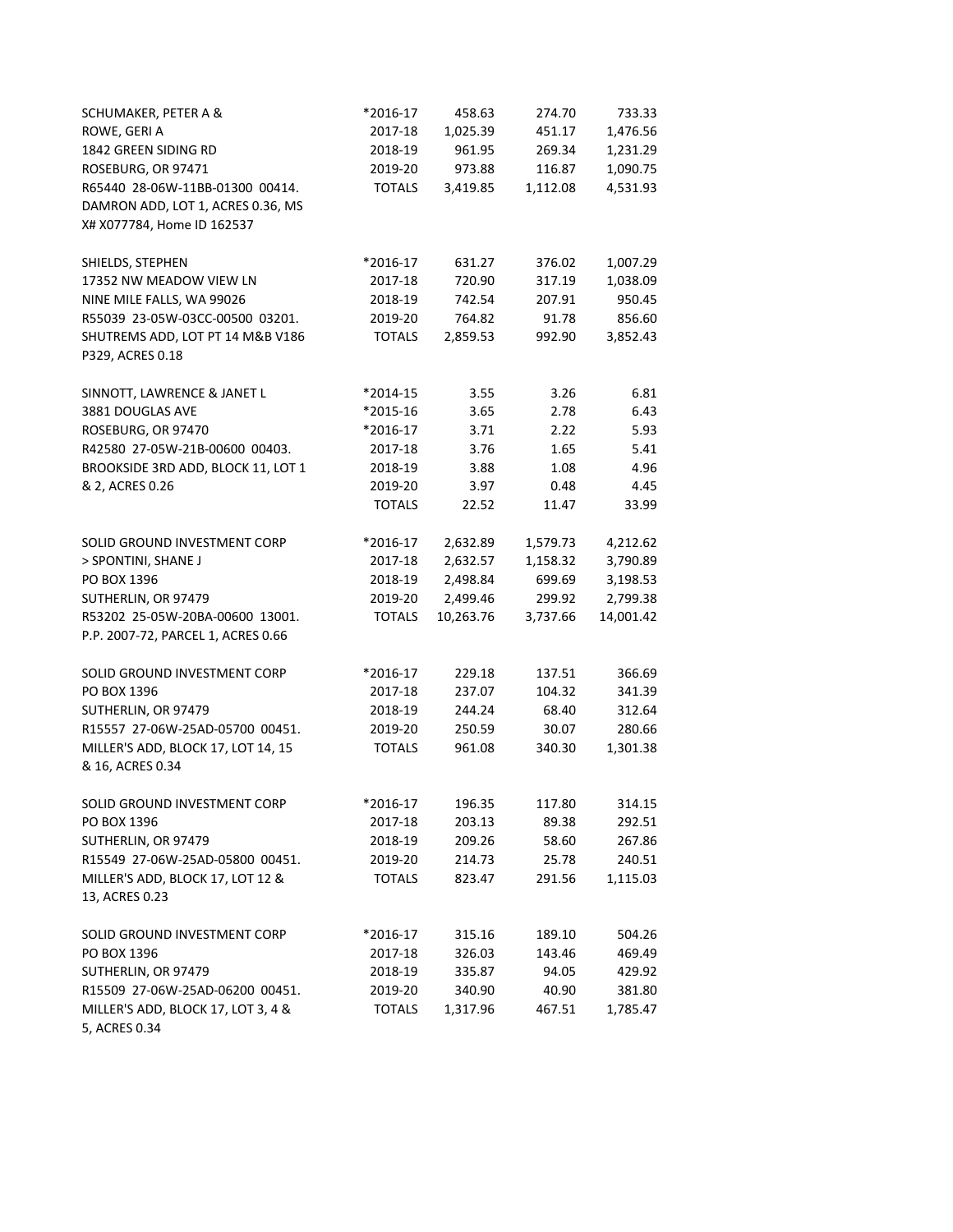| | | | | |
|---|---|---|---|---|
| SCHUMAKER, PETER A & | *2016-17 | 458.63 | 274.70 | 733.33 |
| ROWE, GERI A | 2017-18 | 1,025.39 | 451.17 | 1,476.56 |
| 1842 GREEN SIDING RD | 2018-19 | 961.95 | 269.34 | 1,231.29 |
| ROSEBURG, OR 97471 | 2019-20 | 973.88 | 116.87 | 1,090.75 |
| R65440 28-06W-11BB-01300 00414. | TOTALS | 3,419.85 | 1,112.08 | 4,531.93 |
| DAMRON ADD, LOT 1, ACRES 0.36, MS | | | | |
| X# X077784, Home ID 162537 | | | | |
| | | | | |
| SHIELDS, STEPHEN | *2016-17 | 631.27 | 376.02 | 1,007.29 |
| 17352 NW MEADOW VIEW LN | 2017-18 | 720.90 | 317.19 | 1,038.09 |
| NINE MILE FALLS, WA 99026 | 2018-19 | 742.54 | 207.91 | 950.45 |
| R55039 23-05W-03CC-00500 03201. | 2019-20 | 764.82 | 91.78 | 856.60 |
| SHUTREMS ADD, LOT PT 14 M&B V186 | TOTALS | 2,859.53 | 992.90 | 3,852.43 |
| P329, ACRES 0.18 | | | | |
| | | | | |
| SINNOTT, LAWRENCE & JANET L | *2014-15 | 3.55 | 3.26 | 6.81 |
| 3881 DOUGLAS AVE | *2015-16 | 3.65 | 2.78 | 6.43 |
| ROSEBURG, OR 97470 | *2016-17 | 3.71 | 2.22 | 5.93 |
| R42580 27-05W-21B-00600 00403. | 2017-18 | 3.76 | 1.65 | 5.41 |
| BROOKSIDE 3RD ADD, BLOCK 11, LOT 1 | 2018-19 | 3.88 | 1.08 | 4.96 |
| & 2, ACRES 0.26 | 2019-20 | 3.97 | 0.48 | 4.45 |
| | TOTALS | 22.52 | 11.47 | 33.99 |
| | | | | |
| SOLID GROUND INVESTMENT CORP | *2016-17 | 2,632.89 | 1,579.73 | 4,212.62 |
| > SPONTINI, SHANE J | 2017-18 | 2,632.57 | 1,158.32 | 3,790.89 |
| PO BOX 1396 | 2018-19 | 2,498.84 | 699.69 | 3,198.53 |
| SUTHERLIN, OR 97479 | 2019-20 | 2,499.46 | 299.92 | 2,799.38 |
| R53202 25-05W-20BA-00600 13001. | TOTALS | 10,263.76 | 3,737.66 | 14,001.42 |
| P.P. 2007-72, PARCEL 1, ACRES 0.66 | | | | |
| | | | | |
| SOLID GROUND INVESTMENT CORP | *2016-17 | 229.18 | 137.51 | 366.69 |
| PO BOX 1396 | 2017-18 | 237.07 | 104.32 | 341.39 |
| SUTHERLIN, OR 97479 | 2018-19 | 244.24 | 68.40 | 312.64 |
| R15557 27-06W-25AD-05700 00451. | 2019-20 | 250.59 | 30.07 | 280.66 |
| MILLER'S ADD, BLOCK 17, LOT 14, 15 | TOTALS | 961.08 | 340.30 | 1,301.38 |
| & 16, ACRES 0.34 | | | | |
| | | | | |
| SOLID GROUND INVESTMENT CORP | *2016-17 | 196.35 | 117.80 | 314.15 |
| PO BOX 1396 | 2017-18 | 203.13 | 89.38 | 292.51 |
| SUTHERLIN, OR 97479 | 2018-19 | 209.26 | 58.60 | 267.86 |
| R15549 27-06W-25AD-05800 00451. | 2019-20 | 214.73 | 25.78 | 240.51 |
| MILLER'S ADD, BLOCK 17, LOT 12 & | TOTALS | 823.47 | 291.56 | 1,115.03 |
| 13, ACRES 0.23 | | | | |
| | | | | |
| SOLID GROUND INVESTMENT CORP | *2016-17 | 315.16 | 189.10 | 504.26 |
| PO BOX 1396 | 2017-18 | 326.03 | 143.46 | 469.49 |
| SUTHERLIN, OR 97479 | 2018-19 | 335.87 | 94.05 | 429.92 |
| R15509 27-06W-25AD-06200 00451. | 2019-20 | 340.90 | 40.90 | 381.80 |
| MILLER'S ADD, BLOCK 17, LOT 3, 4 & | TOTALS | 1,317.96 | 467.51 | 1,785.47 |
| 5, ACRES 0.34 | | | | |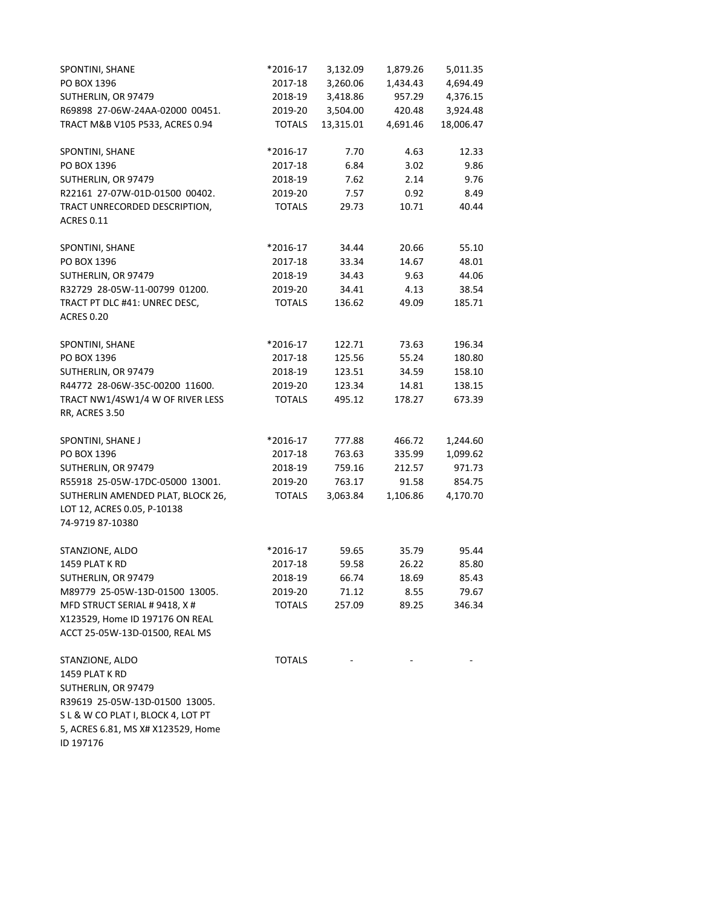| | | | | |
|---|---|---|---|---|
| SPONTINI, SHANE | *2016-17 | 3,132.09 | 1,879.26 | 5,011.35 |
| PO BOX 1396 | 2017-18 | 3,260.06 | 1,434.43 | 4,694.49 |
| SUTHERLIN, OR 97479 | 2018-19 | 3,418.86 | 957.29 | 4,376.15 |
| R69898 27-06W-24AA-02000 00451. | 2019-20 | 3,504.00 | 420.48 | 3,924.48 |
| TRACT M&B V105 P533, ACRES 0.94 | TOTALS | 13,315.01 | 4,691.46 | 18,006.47 |
| | | | | |
| SPONTINI, SHANE | *2016-17 | 7.70 | 4.63 | 12.33 |
| PO BOX 1396 | 2017-18 | 6.84 | 3.02 | 9.86 |
| SUTHERLIN, OR 97479 | 2018-19 | 7.62 | 2.14 | 9.76 |
| R22161 27-07W-01D-01500 00402. | 2019-20 | 7.57 | 0.92 | 8.49 |
| TRACT UNRECORDED DESCRIPTION, ACRES 0.11 | TOTALS | 29.73 | 10.71 | 40.44 |
| | | | | |
| SPONTINI, SHANE | *2016-17 | 34.44 | 20.66 | 55.10 |
| PO BOX 1396 | 2017-18 | 33.34 | 14.67 | 48.01 |
| SUTHERLIN, OR 97479 | 2018-19 | 34.43 | 9.63 | 44.06 |
| R32729 28-05W-11-00799 01200. | 2019-20 | 34.41 | 4.13 | 38.54 |
| TRACT PT DLC #41: UNREC DESC, ACRES 0.20 | TOTALS | 136.62 | 49.09 | 185.71 |
| | | | | |
| SPONTINI, SHANE | *2016-17 | 122.71 | 73.63 | 196.34 |
| PO BOX 1396 | 2017-18 | 125.56 | 55.24 | 180.80 |
| SUTHERLIN, OR 97479 | 2018-19 | 123.51 | 34.59 | 158.10 |
| R44772 28-06W-35C-00200 11600. | 2019-20 | 123.34 | 14.81 | 138.15 |
| TRACT NW1/4SW1/4 W OF RIVER LESS RR, ACRES 3.50 | TOTALS | 495.12 | 178.27 | 673.39 |
| | | | | |
| SPONTINI, SHANE J | *2016-17 | 777.88 | 466.72 | 1,244.60 |
| PO BOX 1396 | 2017-18 | 763.63 | 335.99 | 1,099.62 |
| SUTHERLIN, OR 97479 | 2018-19 | 759.16 | 212.57 | 971.73 |
| R55918 25-05W-17DC-05000 13001. | 2019-20 | 763.17 | 91.58 | 854.75 |
| SUTHERLIN AMENDED PLAT, BLOCK 26, LOT 12, ACRES 0.05, P-10138 74-9719 87-10380 | TOTALS | 3,063.84 | 1,106.86 | 4,170.70 |
| | | | | |
| STANZIONE, ALDO | *2016-17 | 59.65 | 35.79 | 95.44 |
| 1459 PLAT K RD | 2017-18 | 59.58 | 26.22 | 85.80 |
| SUTHERLIN, OR 97479 | 2018-19 | 66.74 | 18.69 | 85.43 |
| M89779 25-05W-13D-01500 13005. | 2019-20 | 71.12 | 8.55 | 79.67 |
| MFD STRUCT SERIAL # 9418, X # X123529, Home ID 197176 ON REAL ACCT 25-05W-13D-01500, REAL MS | TOTALS | 257.09 | 89.25 | 346.34 |
| | | | | |
| STANZIONE, ALDO | TOTALS | - | - | - |
| 1459 PLAT K RD | | | | |
| SUTHERLIN, OR 97479 | | | | |
| R39619 25-05W-13D-01500 13005. | | | | |
| S L & W CO PLAT I, BLOCK 4, LOT PT 5, ACRES 6.81, MS X# X123529, Home ID 197176 | | | | |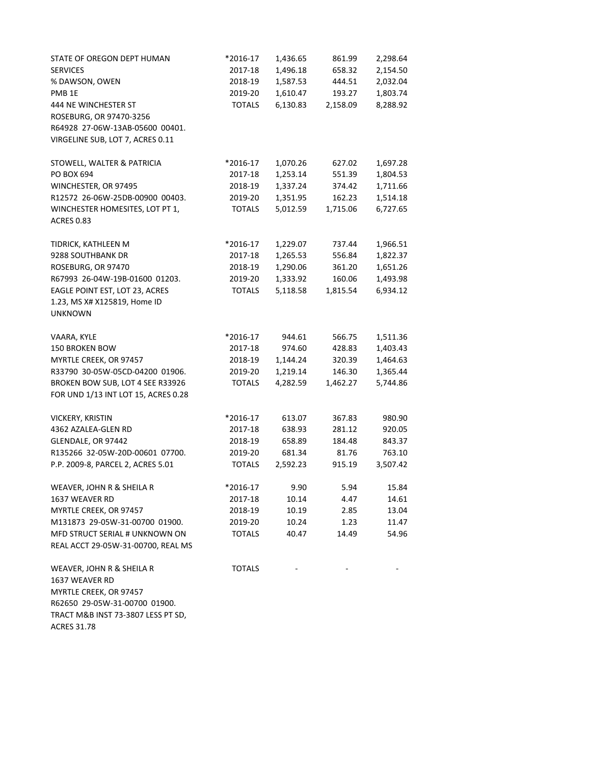| | | | | |
|---|---|---|---|---|
| STATE OF OREGON DEPT HUMAN | *2016-17 | 1,436.65 | 861.99 | 2,298.64 |
| SERVICES | 2017-18 | 1,496.18 | 658.32 | 2,154.50 |
| % DAWSON, OWEN | 2018-19 | 1,587.53 | 444.51 | 2,032.04 |
| PMB 1E | 2019-20 | 1,610.47 | 193.27 | 1,803.74 |
| 444 NE WINCHESTER ST | TOTALS | 6,130.83 | 2,158.09 | 8,288.92 |
| ROSEBURG, OR 97470-3256 | | | | |
| R64928 27-06W-13AB-05600 00401. | | | | |
| VIRGELINE SUB, LOT 7, ACRES 0.11 | | | | |
| | | | | |
| STOWELL, WALTER & PATRICIA | *2016-17 | 1,070.26 | 627.02 | 1,697.28 |
| PO BOX 694 | 2017-18 | 1,253.14 | 551.39 | 1,804.53 |
| WINCHESTER, OR 97495 | 2018-19 | 1,337.24 | 374.42 | 1,711.66 |
| R12572 26-06W-25DB-00900 00403. | 2019-20 | 1,351.95 | 162.23 | 1,514.18 |
| WINCHESTER HOMESITES, LOT PT 1, | TOTALS | 5,012.59 | 1,715.06 | 6,727.65 |
| ACRES 0.83 | | | | |
| | | | | |
| TIDRICK, KATHLEEN M | *2016-17 | 1,229.07 | 737.44 | 1,966.51 |
| 9288 SOUTHBANK DR | 2017-18 | 1,265.53 | 556.84 | 1,822.37 |
| ROSEBURG, OR 97470 | 2018-19 | 1,290.06 | 361.20 | 1,651.26 |
| R67993 26-04W-19B-01600 01203. | 2019-20 | 1,333.92 | 160.06 | 1,493.98 |
| EAGLE POINT EST, LOT 23, ACRES | TOTALS | 5,118.58 | 1,815.54 | 6,934.12 |
| 1.23, MS X# X125819, Home ID | | | | |
| UNKNOWN | | | | |
| | | | | |
| VAARA, KYLE | *2016-17 | 944.61 | 566.75 | 1,511.36 |
| 150 BROKEN BOW | 2017-18 | 974.60 | 428.83 | 1,403.43 |
| MYRTLE CREEK, OR 97457 | 2018-19 | 1,144.24 | 320.39 | 1,464.63 |
| R33790 30-05W-05CD-04200 01906. | 2019-20 | 1,219.14 | 146.30 | 1,365.44 |
| BROKEN BOW SUB, LOT 4 SEE R33926 | TOTALS | 4,282.59 | 1,462.27 | 5,744.86 |
| FOR UND 1/13 INT LOT 15, ACRES 0.28 | | | | |
| | | | | |
| VICKERY, KRISTIN | *2016-17 | 613.07 | 367.83 | 980.90 |
| 4362 AZALEA-GLEN RD | 2017-18 | 638.93 | 281.12 | 920.05 |
| GLENDALE, OR 97442 | 2018-19 | 658.89 | 184.48 | 843.37 |
| R135266 32-05W-20D-00601 07700. | 2019-20 | 681.34 | 81.76 | 763.10 |
| P.P. 2009-8, PARCEL 2, ACRES 5.01 | TOTALS | 2,592.23 | 915.19 | 3,507.42 |
| | | | | |
| WEAVER, JOHN R & SHEILA R | *2016-17 | 9.90 | 5.94 | 15.84 |
| 1637 WEAVER RD | 2017-18 | 10.14 | 4.47 | 14.61 |
| MYRTLE CREEK, OR 97457 | 2018-19 | 10.19 | 2.85 | 13.04 |
| M131873 29-05W-31-00700 01900. | 2019-20 | 10.24 | 1.23 | 11.47 |
| MFD STRUCT SERIAL # UNKNOWN ON | TOTALS | 40.47 | 14.49 | 54.96 |
| REAL ACCT 29-05W-31-00700, REAL MS | | | | |
| | | | | |
| WEAVER, JOHN R & SHEILA R | TOTALS | - | - | - |
| 1637 WEAVER RD | | | | |
| MYRTLE CREEK, OR 97457 | | | | |
| R62650 29-05W-31-00700 01900. | | | | |
| TRACT M&B INST 73-3807 LESS PT SD, | | | | |
| ACRES 31.78 | | | | |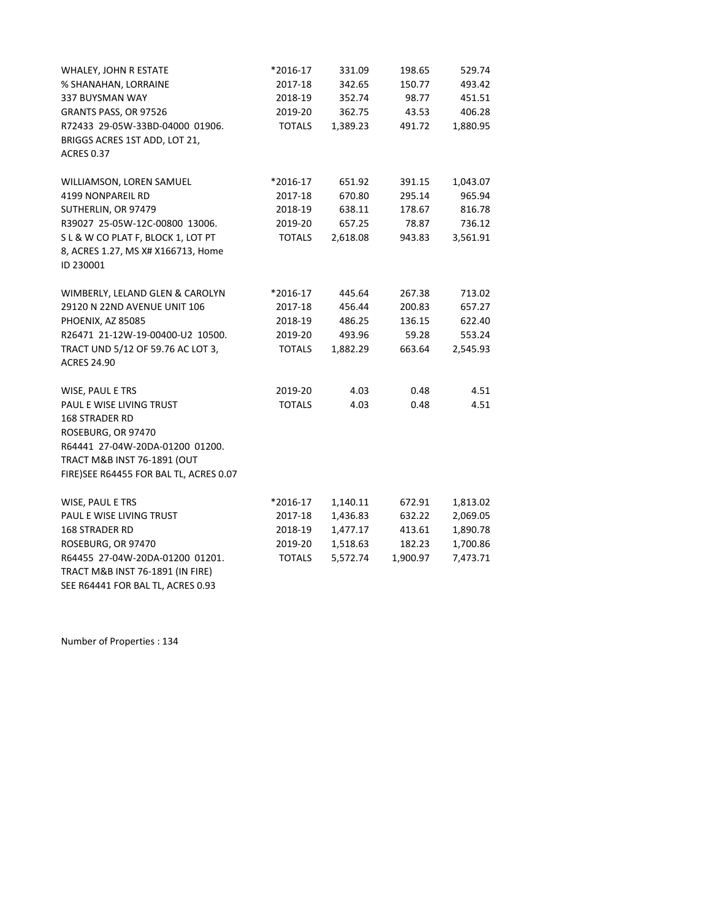| | | | | |
|---|---|---|---|---|
| WHALEY, JOHN R ESTATE | *2016-17 | 331.09 | 198.65 | 529.74 |
| % SHANAHAN, LORRAINE | 2017-18 | 342.65 | 150.77 | 493.42 |
| 337 BUYSMAN WAY | 2018-19 | 352.74 | 98.77 | 451.51 |
| GRANTS PASS, OR 97526 | 2019-20 | 362.75 | 43.53 | 406.28 |
| R72433 29-05W-33BD-04000 01906. | TOTALS | 1,389.23 | 491.72 | 1,880.95 |
| BRIGGS ACRES 1ST ADD, LOT 21, | | | | |
| ACRES 0.37 | | | | |
| | | | | |
| WILLIAMSON, LOREN SAMUEL | *2016-17 | 651.92 | 391.15 | 1,043.07 |
| 4199 NONPAREIL RD | 2017-18 | 670.80 | 295.14 | 965.94 |
| SUTHERLIN, OR 97479 | 2018-19 | 638.11 | 178.67 | 816.78 |
| R39027 25-05W-12C-00800 13006. | 2019-20 | 657.25 | 78.87 | 736.12 |
| S L & W CO PLAT F, BLOCK 1, LOT PT | TOTALS | 2,618.08 | 943.83 | 3,561.91 |
| 8, ACRES 1.27, MS X# X166713, Home | | | | |
| ID 230001 | | | | |
| | | | | |
| WIMBERLY, LELAND GLEN & CAROLYN | *2016-17 | 445.64 | 267.38 | 713.02 |
| 29120 N 22ND AVENUE UNIT 106 | 2017-18 | 456.44 | 200.83 | 657.27 |
| PHOENIX, AZ 85085 | 2018-19 | 486.25 | 136.15 | 622.40 |
| R26471 21-12W-19-00400-U2 10500. | 2019-20 | 493.96 | 59.28 | 553.24 |
| TRACT UND 5/12 OF 59.76 AC LOT 3, | TOTALS | 1,882.29 | 663.64 | 2,545.93 |
| ACRES 24.90 | | | | |
| | | | | |
| WISE, PAUL E TRS | 2019-20 | 4.03 | 0.48 | 4.51 |
| PAUL E WISE LIVING TRUST | TOTALS | 4.03 | 0.48 | 4.51 |
| 168 STRADER RD | | | | |
| ROSEBURG, OR 97470 | | | | |
| R64441 27-04W-20DA-01200 01200. | | | | |
| TRACT M&B INST 76-1891 (OUT | | | | |
| FIRE)SEE R64455 FOR BAL TL, ACRES 0.07 | | | | |
| | | | | |
| WISE, PAUL E TRS | *2016-17 | 1,140.11 | 672.91 | 1,813.02 |
| PAUL E WISE LIVING TRUST | 2017-18 | 1,436.83 | 632.22 | 2,069.05 |
| 168 STRADER RD | 2018-19 | 1,477.17 | 413.61 | 1,890.78 |
| ROSEBURG, OR 97470 | 2019-20 | 1,518.63 | 182.23 | 1,700.86 |
| R64455 27-04W-20DA-01200 01201. | TOTALS | 5,572.74 | 1,900.97 | 7,473.71 |
| TRACT M&B INST 76-1891 (IN FIRE) | | | | |
| SEE R64441 FOR BAL TL, ACRES 0.93 | | | | |

Number of Properties : 134